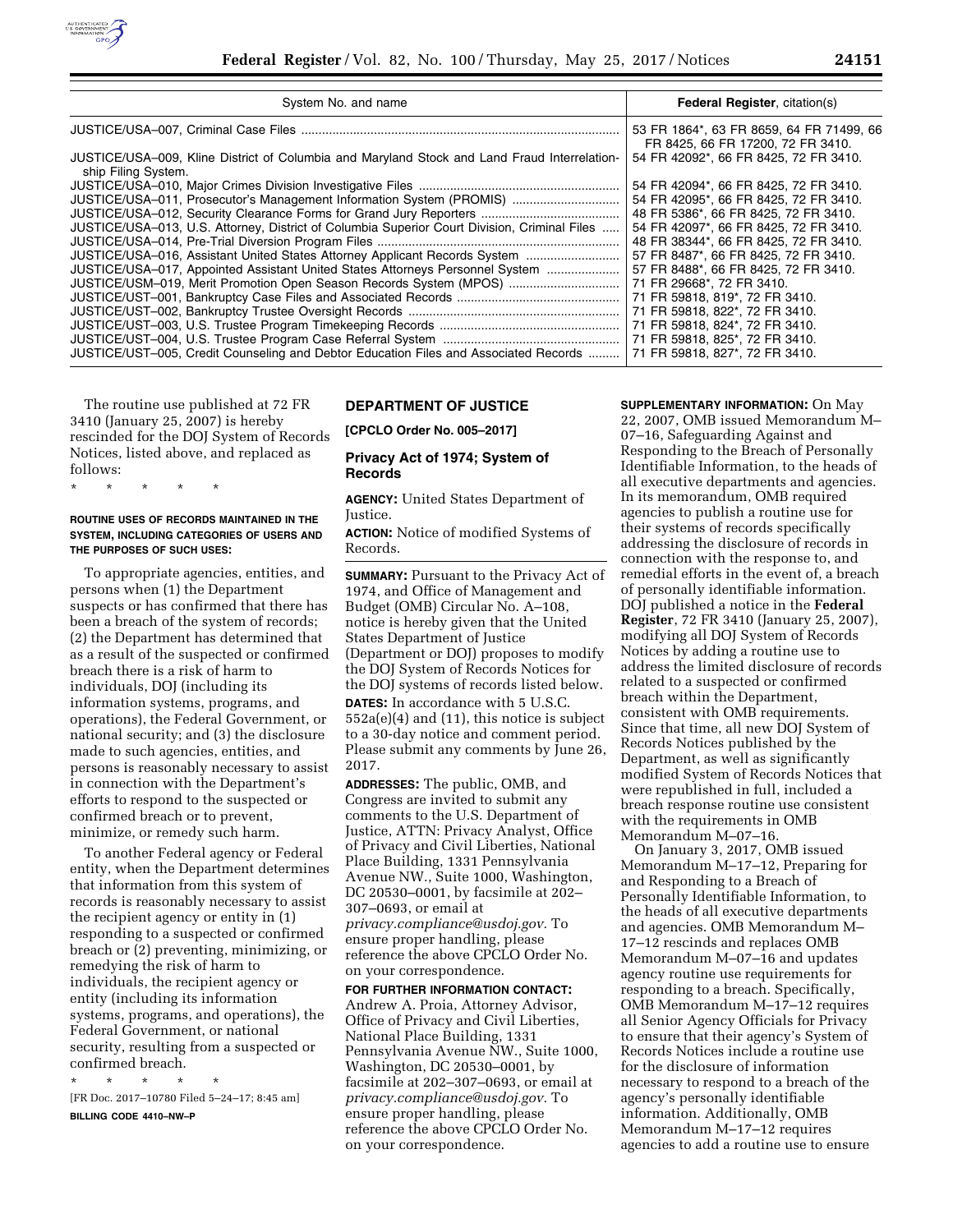| System No. and name | **Federal Register**, citation(s) |
|---|---|
| JUSTICE/USA–007, Criminal Case Files | 53 FR 1864*, 63 FR 8659, 64 FR 71499, 66 FR 8425, 66 FR 17200, 72 FR 3410. |
| JUSTICE/USA–009, Kline District of Columbia and Maryland Stock and Land Fraud Interrelationship Filing System. | 54 FR 42092*, 66 FR 8425, 72 FR 3410. |
| JUSTICE/USA–010, Major Crimes Division Investigative Files | 54 FR 42094*, 66 FR 8425, 72 FR 3410. |
| JUSTICE/USA–011, Prosecutor's Management Information System (PROMIS) | 54 FR 42095*, 66 FR 8425, 72 FR 3410. |
| JUSTICE/USA–012, Security Clearance Forms for Grand Jury Reporters | 48 FR 5386*, 66 FR 8425, 72 FR 3410. |
| JUSTICE/USA–013, U.S. Attorney, District of Columbia Superior Court Division, Criminal Files | 54 FR 42097*, 66 FR 8425, 72 FR 3410. |
| JUSTICE/USA–014, Pre-Trial Diversion Program Files | 48 FR 38344*, 66 FR 8425, 72 FR 3410. |
| JUSTICE/USA–016, Assistant United States Attorney Applicant Records System | 57 FR 8487*, 66 FR 8425, 72 FR 3410. |
| JUSTICE/USA–017, Appointed Assistant United States Attorneys Personnel System | 57 FR 8488*, 66 FR 8425, 72 FR 3410. |
| JUSTICE/USM–019, Merit Promotion Open Season Records System (MPOS) | 71 FR 29668*, 72 FR 3410. |
| JUSTICE/UST–001, Bankruptcy Case Files and Associated Records | 71 FR 59818, 819*, 72 FR 3410. |
| JUSTICE/UST–002, Bankruptcy Trustee Oversight Records | 71 FR 59818, 822*, 72 FR 3410. |
| JUSTICE/UST–003, U.S. Trustee Program Timekeeping Records | 71 FR 59818, 824*, 72 FR 3410. |
| JUSTICE/UST–004, U.S. Trustee Program Case Referral System | 71 FR 59818, 825*, 72 FR 3410. |
| JUSTICE/UST–005, Credit Counseling and Debtor Education Files and Associated Records | 71 FR 59818, 827*, 72 FR 3410. |

The routine use published at 72 FR 3410 (January 25, 2007) is hereby rescinded for the DOJ System of Records Notices, listed above, and replaced as follows:

\* \* \* \* \*

**ROUTINE USES OF RECORDS MAINTAINED IN THE SYSTEM, INCLUDING CATEGORIES OF USERS AND THE PURPOSES OF SUCH USES:**

To appropriate agencies, entities, and persons when (1) the Department suspects or has confirmed that there has been a breach of the system of records; (2) the Department has determined that as a result of the suspected or confirmed breach there is a risk of harm to individuals, DOJ (including its information systems, programs, and operations), the Federal Government, or national security; and (3) the disclosure made to such agencies, entities, and persons is reasonably necessary to assist in connection with the Department's efforts to respond to the suspected or confirmed breach or to prevent, minimize, or remedy such harm.

To another Federal agency or Federal entity, when the Department determines that information from this system of records is reasonably necessary to assist the recipient agency or entity in (1) responding to a suspected or confirmed breach or (2) preventing, minimizing, or remedying the risk of harm to individuals, the recipient agency or entity (including its information systems, programs, and operations), the Federal Government, or national security, resulting from a suspected or confirmed breach.

\* \* \* \* \*

[FR Doc. 2017–10780 Filed 5–24–17; 8:45 am]

**BILLING CODE 4410–NW–P**

## DEPARTMENT OF JUSTICE

**[CPCLO Order No. 005–2017]**

### Privacy Act of 1974; System of Records

**AGENCY:** United States Department of Justice.

**ACTION:** Notice of modified Systems of Records.

**SUMMARY:** Pursuant to the Privacy Act of 1974, and Office of Management and Budget (OMB) Circular No. A–108, notice is hereby given that the United States Department of Justice (Department or DOJ) proposes to modify the DOJ System of Records Notices for the DOJ systems of records listed below.

**DATES:** In accordance with 5 U.S.C. 552a(e)(4) and (11), this notice is subject to a 30-day notice and comment period. Please submit any comments by June 26, 2017.

**ADDRESSES:** The public, OMB, and Congress are invited to submit any comments to the U.S. Department of Justice, ATTN: Privacy Analyst, Office of Privacy and Civil Liberties, National Place Building, 1331 Pennsylvania Avenue NW., Suite 1000, Washington, DC 20530–0001, by facsimile at 202–307–0693, or email at *privacy.compliance@usdoj.gov.* To ensure proper handling, please reference the above CPCLO Order No. on your correspondence.

**FOR FURTHER INFORMATION CONTACT:** Andrew A. Proia, Attorney Advisor, Office of Privacy and Civil Liberties, National Place Building, 1331 Pennsylvania Avenue NW., Suite 1000, Washington, DC 20530–0001, by facsimile at 202–307–0693, or email at *privacy.compliance@usdoj.gov.* To ensure proper handling, please reference the above CPCLO Order No. on your correspondence.

**SUPPLEMENTARY INFORMATION:** On May 22, 2007, OMB issued Memorandum M–07–16, Safeguarding Against and Responding to the Breach of Personally Identifiable Information, to the heads of all executive departments and agencies. In its memorandum, OMB required agencies to publish a routine use for their systems of records specifically addressing the disclosure of records in connection with the response to, and remedial efforts in the event of, a breach of personally identifiable information. DOJ published a notice in the **Federal Register**, 72 FR 3410 (January 25, 2007), modifying all DOJ System of Records Notices by adding a routine use to address the limited disclosure of records related to a suspected or confirmed breach within the Department, consistent with OMB requirements. Since that time, all new DOJ System of Records Notices published by the Department, as well as significantly modified System of Records Notices that were republished in full, included a breach response routine use consistent with the requirements in OMB Memorandum M–07–16.

On January 3, 2017, OMB issued Memorandum M–17–12, Preparing for and Responding to a Breach of Personally Identifiable Information, to the heads of all executive departments and agencies. OMB Memorandum M–17–12 rescinds and replaces OMB Memorandum M–07–16 and updates agency routine use requirements for responding to a breach. Specifically, OMB Memorandum M–17–12 requires all Senior Agency Officials for Privacy to ensure that their agency's System of Records Notices include a routine use for the disclosure of information necessary to respond to a breach of the agency's personally identifiable information. Additionally, OMB Memorandum M–17–12 requires agencies to add a routine use to ensure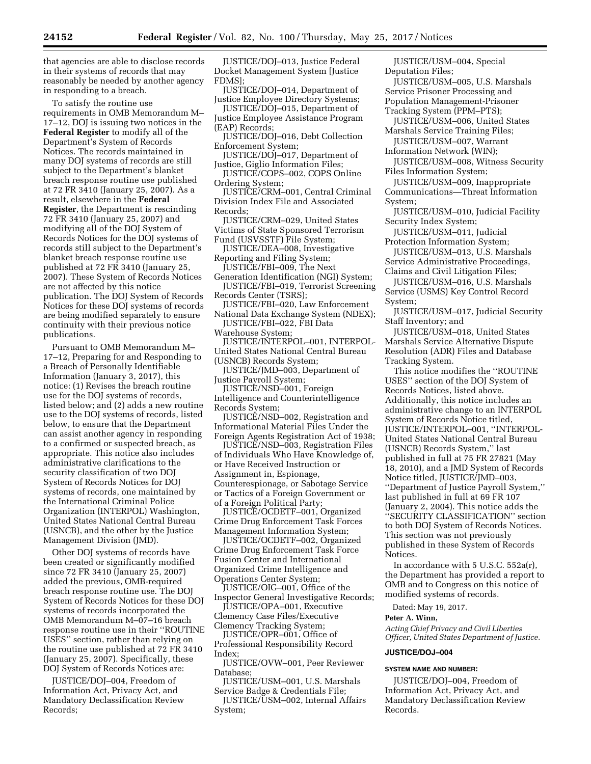that agencies are able to disclose records in their systems of records that may reasonably be needed by another agency in responding to a breach.

To satisfy the routine use requirements in OMB Memorandum M–17–12, DOJ is issuing two notices in the **Federal Register** to modify all of the Department's System of Records Notices. The records maintained in many DOJ systems of records are still subject to the Department's blanket breach response routine use published at 72 FR 3410 (January 25, 2007). As a result, elsewhere in the **Federal Register**, the Department is rescinding 72 FR 3410 (January 25, 2007) and modifying all of the DOJ System of Records Notices for the DOJ systems of records still subject to the Department's blanket breach response routine use published at 72 FR 3410 (January 25, 2007). These System of Records Notices are not affected by this notice publication. The DOJ System of Records Notices for these DOJ systems of records are being modified separately to ensure continuity with their previous notice publications.

Pursuant to OMB Memorandum M–17–12, Preparing for and Responding to a Breach of Personally Identifiable Information (January 3, 2017), this notice: (1) Revises the breach routine use for the DOJ systems of records, listed below; and (2) adds a new routine use to the DOJ systems of records, listed below, to ensure that the Department can assist another agency in responding to a confirmed or suspected breach, as appropriate. This notice also includes administrative clarifications to the security classification of two DOJ System of Records Notices for DOJ systems of records, one maintained by the International Criminal Police Organization (INTERPOL) Washington, United States National Central Bureau (USNCB), and the other by the Justice Management Division (JMD).

Other DOJ systems of records have been created or significantly modified since 72 FR 3410 (January 25, 2007) added the previous, OMB-required breach response routine use. The DOJ System of Records Notices for these DOJ systems of records incorporated the OMB Memorandum M–07–16 breach response routine use in their ''ROUTINE USES'' section, rather than relying on the routine use published at 72 FR 3410 (January 25, 2007). Specifically, these DOJ System of Records Notices are:

JUSTICE/DOJ–004, Freedom of Information Act, Privacy Act, and Mandatory Declassification Review Records;

JUSTICE/DOJ–013, Justice Federal Docket Management System [Justice FDMS];

JUSTICE/DOJ–014, Department of Justice Employee Directory Systems;

JUSTICE/DOJ–015, Department of Justice Employee Assistance Program (EAP) Records;

JUSTICE/DOJ–016, Debt Collection Enforcement System;

JUSTICE/DOJ–017, Department of Justice, Giglio Information Files;

JUSTICE/COPS–002, COPS Online Ordering System;

JUSTICE/CRM–001, Central Criminal Division Index File and Associated Records;

JUSTICE/CRM–029, United States Victims of State Sponsored Terrorism Fund (USVSSTF) File System;

JUSTICE/DEA–008, Investigative Reporting and Filing System;

JUSTICE/FBI–009, The Next Generation Identification (NGI) System;

JUSTICE/FBI–019, Terrorist Screening Records Center (TSRS);

JUSTICE/FBI–020, Law Enforcement National Data Exchange System (NDEX);

JUSTICE/FBI–022, FBI Data Warehouse System;

JUSTICE/INTERPOL–001, INTERPOL-United States National Central Bureau (USNCB) Records System;

JUSTICE/JMD–003, Department of Justice Payroll System;

JUSTICE/NSD–001, Foreign Intelligence and Counterintelligence Records System;

JUSTICE/NSD–002, Registration and Informational Material Files Under the Foreign Agents Registration Act of 1938;

JUSTICE/NSD–003, Registration Files of Individuals Who Have Knowledge of, or Have Received Instruction or Assignment in, Espionage, Counterespionage, or Sabotage Service or Tactics of a Foreign Government or of a Foreign Political Party;

JUSTICE/OCDETF–001, Organized Crime Drug Enforcement Task Forces Management Information System;

JUSTICE/OCDETF–002, Organized Crime Drug Enforcement Task Force Fusion Center and International Organized Crime Intelligence and Operations Center System;

JUSTICE/OIG–001, Office of the Inspector General Investigative Records;

JUSTICE/OPA–001, Executive Clemency Case Files/Executive Clemency Tracking System;

JUSTICE/OPR–001, Office of Professional Responsibility Record Index;

JUSTICE/OVW–001, Peer Reviewer Database;

JUSTICE/USM–001, U.S. Marshals Service Badge & Credentials File;

JUSTICE/USM–002, Internal Affairs System;

JUSTICE/USM–004, Special Deputation Files;

JUSTICE/USM–005, U.S. Marshals Service Prisoner Processing and Population Management-Prisoner Tracking System (PPM–PTS);

JUSTICE/USM–006, United States Marshals Service Training Files;

JUSTICE/USM–007, Warrant Information Network (WIN);

JUSTICE/USM–008, Witness Security Files Information System;

JUSTICE/USM–009, Inappropriate Communications—Threat Information System;

JUSTICE/USM–010, Judicial Facility Security Index System;

JUSTICE/USM–011, Judicial Protection Information System;

JUSTICE/USM–013, U.S. Marshals Service Administrative Proceedings, Claims and Civil Litigation Files;

JUSTICE/USM–016, U.S. Marshals Service (USMS) Key Control Record System;

JUSTICE/USM–017, Judicial Security Staff Inventory; and

JUSTICE/USM–018, United States Marshals Service Alternative Dispute Resolution (ADR) Files and Database Tracking System.

This notice modifies the ''ROUTINE USES'' section of the DOJ System of Records Notices, listed above. Additionally, this notice includes an administrative change to an INTERPOL System of Records Notice titled, JUSTICE/INTERPOL–001, ''INTERPOL-United States National Central Bureau (USNCB) Records System,'' last published in full at 75 FR 27821 (May 18, 2010), and a JMD System of Records Notice titled, JUSTICE/JMD–003, ''Department of Justice Payroll System,'' last published in full at 69 FR 107 (January 2, 2004). This notice adds the ''SECURITY CLASSIFICATION'' section to both DOJ System of Records Notices. This section was not previously published in these System of Records Notices.

In accordance with 5 U.S.C. 552a(r), the Department has provided a report to OMB and to Congress on this notice of modified systems of records.

Dated: May 19, 2017.

**Peter A. Winn,**

*Acting Chief Privacy and Civil Liberties Officer, United States Department of Justice.*

**JUSTICE/DOJ–004**

**SYSTEM NAME AND NUMBER:**

JUSTICE/DOJ–004, Freedom of Information Act, Privacy Act, and Mandatory Declassification Review Records.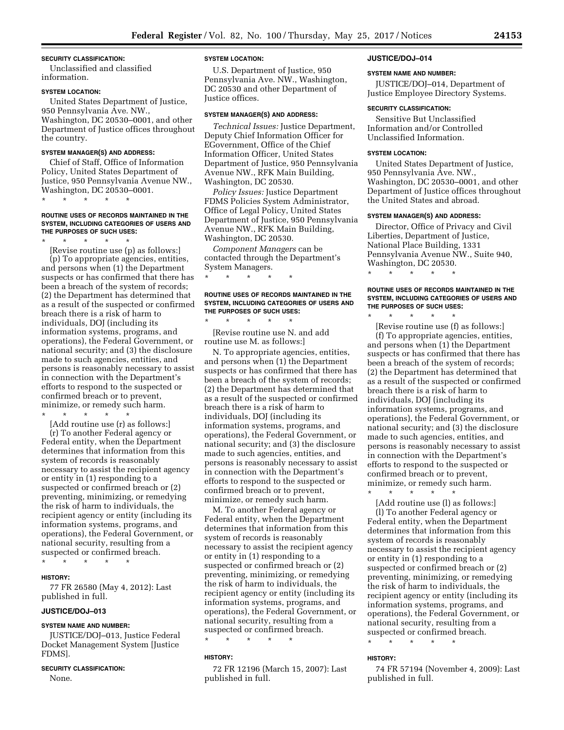**SECURITY CLASSIFICATION:**

Unclassified and classified information.

**SYSTEM LOCATION:**

United States Department of Justice, 950 Pennsylvania Ave. NW., Washington, DC 20530–0001, and other Department of Justice offices throughout the country.

**SYSTEM MANAGER(S) AND ADDRESS:**

Chief of Staff, Office of Information Policy, United States Department of Justice, 950 Pennsylvania Avenue NW., Washington, DC 20530–0001.

\* \* \* \* \*

**ROUTINE USES OF RECORDS MAINTAINED IN THE SYSTEM, INCLUDING CATEGORIES OF USERS AND THE PURPOSES OF SUCH USES:**

\* \* \* \* \*

[Revise routine use (p) as follows:]

(p) To appropriate agencies, entities, and persons when (1) the Department suspects or has confirmed that there has been a breach of the system of records; (2) the Department has determined that as a result of the suspected or confirmed breach there is a risk of harm to individuals, DOJ (including its information systems, programs, and operations), the Federal Government, or national security; and (3) the disclosure made to such agencies, entities, and persons is reasonably necessary to assist in connection with the Department's efforts to respond to the suspected or confirmed breach or to prevent, minimize, or remedy such harm.

\* \* \* \* \*

[Add routine use (r) as follows:]

(r) To another Federal agency or Federal entity, when the Department determines that information from this system of records is reasonably necessary to assist the recipient agency or entity in (1) responding to a suspected or confirmed breach or (2) preventing, minimizing, or remedying the risk of harm to individuals, the recipient agency or entity (including its information systems, programs, and operations), the Federal Government, or national security, resulting from a suspected or confirmed breach.

\* \* \* \* \*

**HISTORY:**

77 FR 26580 (May 4, 2012): Last published in full.

## JUSTICE/DOJ–013

**SYSTEM NAME AND NUMBER:**

JUSTICE/DOJ–013, Justice Federal Docket Management System [Justice FDMS].

**SECURITY CLASSIFICATION:**

None.

**SYSTEM LOCATION:**

U.S. Department of Justice, 950 Pennsylvania Ave. NW., Washington, DC 20530 and other Department of Justice offices.

**SYSTEM MANAGER(S) AND ADDRESS:**

*Technical Issues:* Justice Department, Deputy Chief Information Officer for EGovernment, Office of the Chief Information Officer, United States Department of Justice, 950 Pennsylvania Avenue NW., RFK Main Building, Washington, DC 20530.

*Policy Issues:* Justice Department FDMS Policies System Administrator, Office of Legal Policy, United States Department of Justice, 950 Pennsylvania Avenue NW., RFK Main Building, Washington, DC 20530.

*Component Managers* can be contacted through the Department's System Managers.

\* \* \* \* \*

**ROUTINE USES OF RECORDS MAINTAINED IN THE SYSTEM, INCLUDING CATEGORIES OF USERS AND THE PURPOSES OF SUCH USES:**

\* \* \* \* \*

[Revise routine use N. and add routine use M. as follows:]

N. To appropriate agencies, entities, and persons when (1) the Department suspects or has confirmed that there has been a breach of the system of records; (2) the Department has determined that as a result of the suspected or confirmed breach there is a risk of harm to individuals, DOJ (including its information systems, programs, and operations), the Federal Government, or national security; and (3) the disclosure made to such agencies, entities, and persons is reasonably necessary to assist in connection with the Department's efforts to respond to the suspected or confirmed breach or to prevent, minimize, or remedy such harm.

M. To another Federal agency or Federal entity, when the Department determines that information from this system of records is reasonably necessary to assist the recipient agency or entity in (1) responding to a suspected or confirmed breach or (2) preventing, minimizing, or remedying the risk of harm to individuals, the recipient agency or entity (including its information systems, programs, and operations), the Federal Government, or national security, resulting from a suspected or confirmed breach.

\* \* \* \* \*

**HISTORY:**

72 FR 12196 (March 15, 2007): Last published in full.

## JUSTICE/DOJ–014

**SYSTEM NAME AND NUMBER:**

JUSTICE/DOJ–014, Department of Justice Employee Directory Systems.

**SECURITY CLASSIFICATION:**

Sensitive But Unclassified Information and/or Controlled Unclassified Information.

**SYSTEM LOCATION:**

United States Department of Justice, 950 Pennsylvania Ave. NW., Washington, DC 20530–0001, and other Department of Justice offices throughout the United States and abroad.

**SYSTEM MANAGER(S) AND ADDRESS:**

Director, Office of Privacy and Civil Liberties, Department of Justice, National Place Building, 1331 Pennsylvania Avenue NW., Suite 940, Washington, DC 20530.

\* \* \* \* \*

**ROUTINE USES OF RECORDS MAINTAINED IN THE SYSTEM, INCLUDING CATEGORIES OF USERS AND THE PURPOSES OF SUCH USES:**

\* \* \* \* \*

[Revise routine use (f) as follows:]

(f) To appropriate agencies, entities, and persons when (1) the Department suspects or has confirmed that there has been a breach of the system of records; (2) the Department has determined that as a result of the suspected or confirmed breach there is a risk of harm to individuals, DOJ (including its information systems, programs, and operations), the Federal Government, or national security; and (3) the disclosure made to such agencies, entities, and persons is reasonably necessary to assist in connection with the Department's efforts to respond to the suspected or confirmed breach or to prevent, minimize, or remedy such harm.

\* \* \* \* \*

[Add routine use (l) as follows:]

(l) To another Federal agency or Federal entity, when the Department determines that information from this system of records is reasonably necessary to assist the recipient agency or entity in (1) responding to a suspected or confirmed breach or (2) preventing, minimizing, or remedying the risk of harm to individuals, the recipient agency or entity (including its information systems, programs, and operations), the Federal Government, or national security, resulting from a suspected or confirmed breach.

\* \* \* \* \*

**HISTORY:**

74 FR 57194 (November 4, 2009): Last published in full.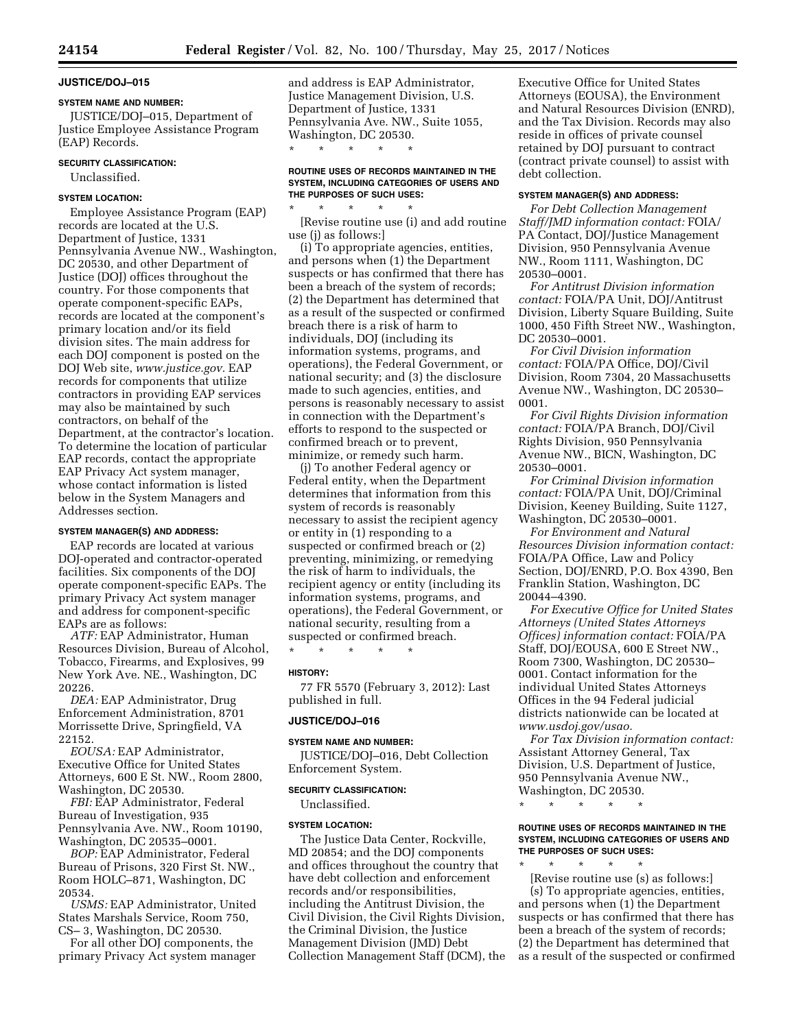### JUSTICE/DOJ–015

#### SYSTEM NAME AND NUMBER:

JUSTICE/DOJ–015, Department of Justice Employee Assistance Program (EAP) Records.

#### SECURITY CLASSIFICATION:

Unclassified.

#### SYSTEM LOCATION:

Employee Assistance Program (EAP) records are located at the U.S. Department of Justice, 1331 Pennsylvania Avenue NW., Washington, DC 20530, and other Department of Justice (DOJ) offices throughout the country. For those components that operate component-specific EAPs, records are located at the component's primary location and/or its field division sites. The main address for each DOJ component is posted on the DOJ Web site, *www.justice.gov.* EAP records for components that utilize contractors in providing EAP services may also be maintained by such contractors, on behalf of the Department, at the contractor's location. To determine the location of particular EAP records, contact the appropriate EAP Privacy Act system manager, whose contact information is listed below in the System Managers and Addresses section.

#### SYSTEM MANAGER(S) AND ADDRESS:

EAP records are located at various DOJ-operated and contractor-operated facilities. Six components of the DOJ operate component-specific EAPs. The primary Privacy Act system manager and address for component-specific EAPs are as follows:

*ATF:* EAP Administrator, Human Resources Division, Bureau of Alcohol, Tobacco, Firearms, and Explosives, 99 New York Ave. NE., Washington, DC 20226.

*DEA:* EAP Administrator, Drug Enforcement Administration, 8701 Morrissette Drive, Springfield, VA 22152.

*EOUSA:* EAP Administrator, Executive Office for United States Attorneys, 600 E St. NW., Room 2800, Washington, DC 20530.

*FBI:* EAP Administrator, Federal Bureau of Investigation, 935 Pennsylvania Ave. NW., Room 10190, Washington, DC 20535–0001.

*BOP:* EAP Administrator, Federal Bureau of Prisons, 320 First St. NW., Room HOLC–871, Washington, DC 20534.

*USMS:* EAP Administrator, United States Marshals Service, Room 750, CS– 3, Washington, DC 20530.

For all other DOJ components, the primary Privacy Act system manager and address is EAP Administrator, Justice Management Division, U.S. Department of Justice, 1331 Pennsylvania Ave. NW., Suite 1055, Washington, DC 20530.

\* \* \* \* \*

#### ROUTINE USES OF RECORDS MAINTAINED IN THE SYSTEM, INCLUDING CATEGORIES OF USERS AND THE PURPOSES OF SUCH USES:

\* \* \* \* \*

[Revise routine use (i) and add routine use (j) as follows:]

(i) To appropriate agencies, entities, and persons when (1) the Department suspects or has confirmed that there has been a breach of the system of records; (2) the Department has determined that as a result of the suspected or confirmed breach there is a risk of harm to individuals, DOJ (including its information systems, programs, and operations), the Federal Government, or national security; and (3) the disclosure made to such agencies, entities, and persons is reasonably necessary to assist in connection with the Department's efforts to respond to the suspected or confirmed breach or to prevent, minimize, or remedy such harm.

(j) To another Federal agency or Federal entity, when the Department determines that information from this system of records is reasonably necessary to assist the recipient agency or entity in (1) responding to a suspected or confirmed breach or (2) preventing, minimizing, or remedying the risk of harm to individuals, the recipient agency or entity (including its information systems, programs, and operations), the Federal Government, or national security, resulting from a suspected or confirmed breach.

\* \* \* \* \*

#### HISTORY:

77 FR 5570 (February 3, 2012): Last published in full.

### JUSTICE/DOJ–016

#### SYSTEM NAME AND NUMBER:

JUSTICE/DOJ–016, Debt Collection Enforcement System.

#### SECURITY CLASSIFICATION:

Unclassified.

#### SYSTEM LOCATION:

The Justice Data Center, Rockville, MD 20854; and the DOJ components and offices throughout the country that have debt collection and enforcement records and/or responsibilities, including the Antitrust Division, the Civil Division, the Civil Rights Division, the Criminal Division, the Justice Management Division (JMD) Debt Collection Management Staff (DCM), the Executive Office for United States Attorneys (EOUSA), the Environment and Natural Resources Division (ENRD), and the Tax Division. Records may also reside in offices of private counsel retained by DOJ pursuant to contract (contract private counsel) to assist with debt collection.

#### SYSTEM MANAGER(S) AND ADDRESS:

*For Debt Collection Management Staff/JMD information contact:* FOIA/PA Contact, DOJ/Justice Management Division, 950 Pennsylvania Avenue NW., Room 1111, Washington, DC 20530–0001.

*For Antitrust Division information contact:* FOIA/PA Unit, DOJ/Antitrust Division, Liberty Square Building, Suite 1000, 450 Fifth Street NW., Washington, DC 20530–0001.

*For Civil Division information contact:* FOIA/PA Office, DOJ/Civil Division, Room 7304, 20 Massachusetts Avenue NW., Washington, DC 20530–0001.

*For Civil Rights Division information contact:* FOIA/PA Branch, DOJ/Civil Rights Division, 950 Pennsylvania Avenue NW., BICN, Washington, DC 20530–0001.

*For Criminal Division information contact:* FOIA/PA Unit, DOJ/Criminal Division, Keeney Building, Suite 1127, Washington, DC 20530–0001.

*For Environment and Natural Resources Division information contact:* FOIA/PA Office, Law and Policy Section, DOJ/ENRD, P.O. Box 4390, Ben Franklin Station, Washington, DC 20044–4390.

*For Executive Office for United States Attorneys (United States Attorneys Offices) information contact:* FOIA/PA Staff, DOJ/EOUSA, 600 E Street NW., Room 7300, Washington, DC 20530–0001. Contact information for the individual United States Attorneys Offices in the 94 Federal judicial districts nationwide can be located at *www.usdoj.gov/usao.*

*For Tax Division information contact:* Assistant Attorney General, Tax Division, U.S. Department of Justice, 950 Pennsylvania Avenue NW., Washington, DC 20530.

\* \* \* \* \*

#### ROUTINE USES OF RECORDS MAINTAINED IN THE SYSTEM, INCLUDING CATEGORIES OF USERS AND THE PURPOSES OF SUCH USES:

\* \* \* \* \*

[Revise routine use (s) as follows:]

(s) To appropriate agencies, entities, and persons when (1) the Department suspects or has confirmed that there has been a breach of the system of records; (2) the Department has determined that as a result of the suspected or confirmed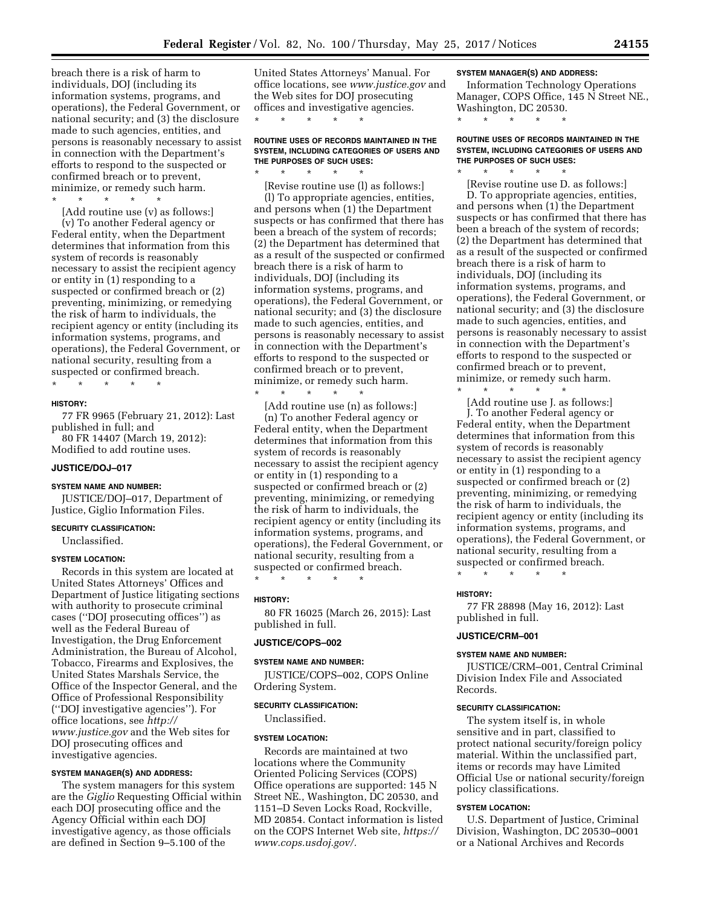breach there is a risk of harm to individuals, DOJ (including its information systems, programs, and operations), the Federal Government, or national security; and (3) the disclosure made to such agencies, entities, and persons is reasonably necessary to assist in connection with the Department's efforts to respond to the suspected or confirmed breach or to prevent, minimize, or remedy such harm.

\* \* \* \* \*

[Add routine use (v) as follows:]

(v) To another Federal agency or Federal entity, when the Department determines that information from this system of records is reasonably necessary to assist the recipient agency or entity in (1) responding to a suspected or confirmed breach or (2) preventing, minimizing, or remedying the risk of harm to individuals, the recipient agency or entity (including its information systems, programs, and operations), the Federal Government, or national security, resulting from a suspected or confirmed breach.

\* \* \* \* \*

#### HISTORY:

77 FR 9965 (February 21, 2012): Last published in full; and

80 FR 14407 (March 19, 2012): Modified to add routine uses.

### JUSTICE/DOJ–017

#### SYSTEM NAME AND NUMBER:

JUSTICE/DOJ–017, Department of Justice, Giglio Information Files.

#### SECURITY CLASSIFICATION:

Unclassified.

#### SYSTEM LOCATION:

Records in this system are located at United States Attorneys' Offices and Department of Justice litigating sections with authority to prosecute criminal cases (''DOJ prosecuting offices'') as well as the Federal Bureau of Investigation, the Drug Enforcement Administration, the Bureau of Alcohol, Tobacco, Firearms and Explosives, the United States Marshals Service, the Office of the Inspector General, and the Office of Professional Responsibility (''DOJ investigative agencies''). For office locations, see *http://www.justice.gov* and the Web sites for DOJ prosecuting offices and investigative agencies.

#### SYSTEM MANAGER(S) AND ADDRESS:

The system managers for this system are the *Giglio* Requesting Official within each DOJ prosecuting office and the Agency Official within each DOJ investigative agency, as those officials are defined in Section 9–5.100 of the United States Attorneys' Manual. For office locations, see *www.justice.gov* and the Web sites for DOJ prosecuting offices and investigative agencies.

\* \* \* \* \*

#### ROUTINE USES OF RECORDS MAINTAINED IN THE SYSTEM, INCLUDING CATEGORIES OF USERS AND THE PURPOSES OF SUCH USES:

\* \* \* \* \*

[Revise routine use (l) as follows:]

(l) To appropriate agencies, entities, and persons when (1) the Department suspects or has confirmed that there has been a breach of the system of records; (2) the Department has determined that as a result of the suspected or confirmed breach there is a risk of harm to individuals, DOJ (including its information systems, programs, and operations), the Federal Government, or national security; and (3) the disclosure made to such agencies, entities, and persons is reasonably necessary to assist in connection with the Department's efforts to respond to the suspected or confirmed breach or to prevent, minimize, or remedy such harm.

\* \* \* \* \*

[Add routine use (n) as follows:]

(n) To another Federal agency or Federal entity, when the Department determines that information from this system of records is reasonably necessary to assist the recipient agency or entity in (1) responding to a suspected or confirmed breach or (2) preventing, minimizing, or remedying the risk of harm to individuals, the recipient agency or entity (including its information systems, programs, and operations), the Federal Government, or national security, resulting from a suspected or confirmed breach.

\* \* \* \* \*

#### HISTORY:

80 FR 16025 (March 26, 2015): Last published in full.

### JUSTICE/COPS–002

#### SYSTEM NAME AND NUMBER:

JUSTICE/COPS–002, COPS Online Ordering System.

#### SECURITY CLASSIFICATION:

Unclassified.

#### SYSTEM LOCATION:

Records are maintained at two locations where the Community Oriented Policing Services (COPS) Office operations are supported: 145 N Street NE., Washington, DC 20530, and 1151–D Seven Locks Road, Rockville, MD 20854. Contact information is listed on the COPS Internet Web site, *https://www.cops.usdoj.gov/*.

#### SYSTEM MANAGER(S) AND ADDRESS:

Information Technology Operations Manager, COPS Office, 145 N Street NE., Washington, DC 20530.

\* \* \* \* \*

#### ROUTINE USES OF RECORDS MAINTAINED IN THE SYSTEM, INCLUDING CATEGORIES OF USERS AND THE PURPOSES OF SUCH USES:

\* \* \* \* \*

[Revise routine use D. as follows:]

D. To appropriate agencies, entities, and persons when (1) the Department suspects or has confirmed that there has been a breach of the system of records; (2) the Department has determined that as a result of the suspected or confirmed breach there is a risk of harm to individuals, DOJ (including its information systems, programs, and operations), the Federal Government, or national security; and (3) the disclosure made to such agencies, entities, and persons is reasonably necessary to assist in connection with the Department's efforts to respond to the suspected or confirmed breach or to prevent, minimize, or remedy such harm.

\* \* \* \* \*

[Add routine use J. as follows:]

J. To another Federal agency or Federal entity, when the Department determines that information from this system of records is reasonably necessary to assist the recipient agency or entity in (1) responding to a suspected or confirmed breach or (2) preventing, minimizing, or remedying the risk of harm to individuals, the recipient agency or entity (including its information systems, programs, and operations), the Federal Government, or national security, resulting from a suspected or confirmed breach.

\* \* \* \* \*

#### HISTORY:

77 FR 28898 (May 16, 2012): Last published in full.

### JUSTICE/CRM–001

#### SYSTEM NAME AND NUMBER:

JUSTICE/CRM–001, Central Criminal Division Index File and Associated Records.

#### SECURITY CLASSIFICATION:

The system itself is, in whole sensitive and in part, classified to protect national security/foreign policy material. Within the unclassified part, items or records may have Limited Official Use or national security/foreign policy classifications.

#### SYSTEM LOCATION:

U.S. Department of Justice, Criminal Division, Washington, DC 20530–0001 or a National Archives and Records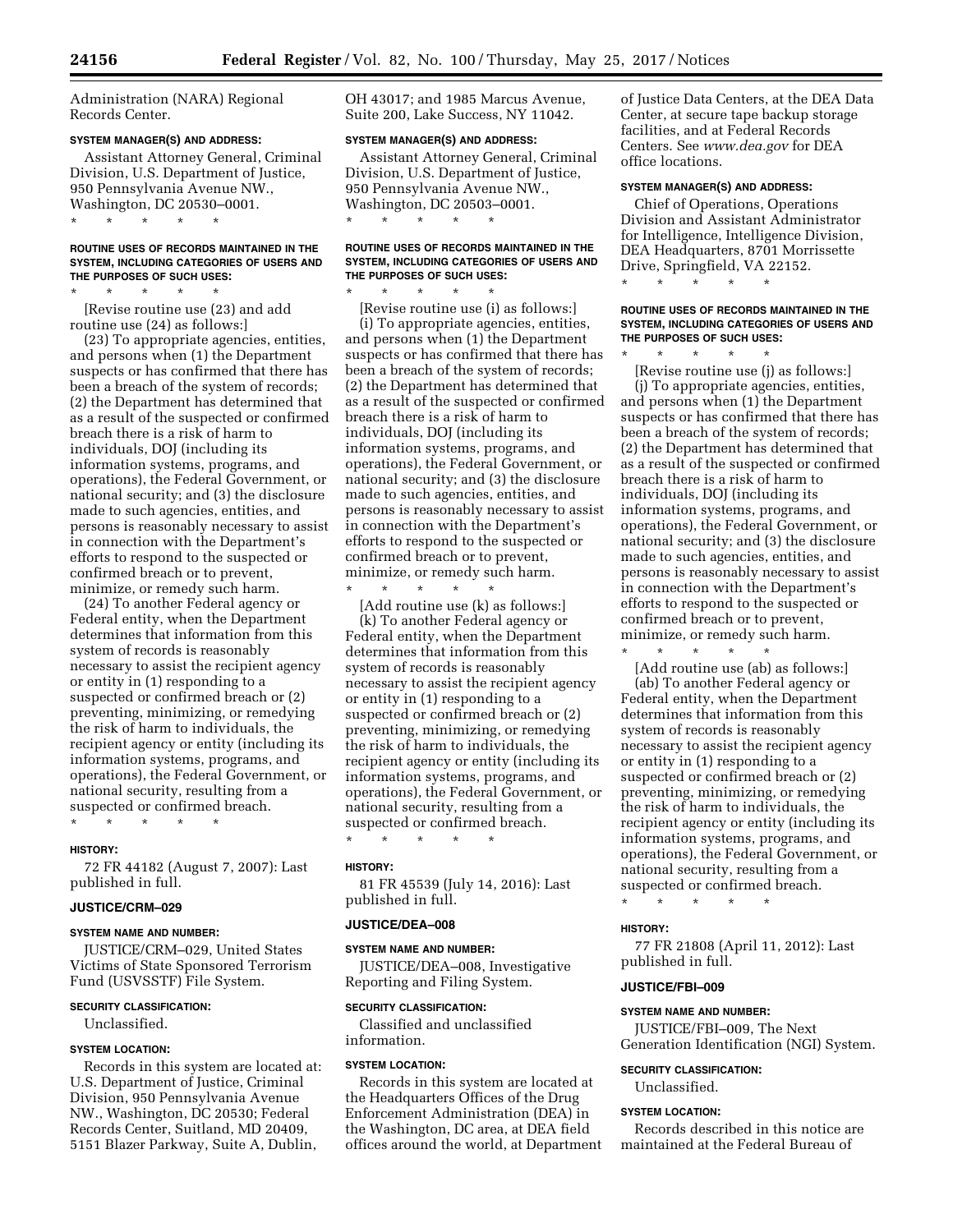Administration (NARA) Regional Records Center.

**SYSTEM MANAGER(S) AND ADDRESS:**

Assistant Attorney General, Criminal Division, U.S. Department of Justice, 950 Pennsylvania Avenue NW., Washington, DC 20530–0001.

\* \* \* \* \*

**ROUTINE USES OF RECORDS MAINTAINED IN THE SYSTEM, INCLUDING CATEGORIES OF USERS AND THE PURPOSES OF SUCH USES:**

\* \* \* \* \*

[Revise routine use (23) and add routine use (24) as follows:]

(23) To appropriate agencies, entities, and persons when (1) the Department suspects or has confirmed that there has been a breach of the system of records; (2) the Department has determined that as a result of the suspected or confirmed breach there is a risk of harm to individuals, DOJ (including its information systems, programs, and operations), the Federal Government, or national security; and (3) the disclosure made to such agencies, entities, and persons is reasonably necessary to assist in connection with the Department's efforts to respond to the suspected or confirmed breach or to prevent, minimize, or remedy such harm.

(24) To another Federal agency or Federal entity, when the Department determines that information from this system of records is reasonably necessary to assist the recipient agency or entity in (1) responding to a suspected or confirmed breach or (2) preventing, minimizing, or remedying the risk of harm to individuals, the recipient agency or entity (including its information systems, programs, and operations), the Federal Government, or national security, resulting from a suspected or confirmed breach.

\* \* \* \* \*

**HISTORY:**

72 FR 44182 (August 7, 2007): Last published in full.

### JUSTICE/CRM–029

**SYSTEM NAME AND NUMBER:**

JUSTICE/CRM–029, United States Victims of State Sponsored Terrorism Fund (USVSSTF) File System.

**SECURITY CLASSIFICATION:**

Unclassified.

**SYSTEM LOCATION:**

Records in this system are located at: U.S. Department of Justice, Criminal Division, 950 Pennsylvania Avenue NW., Washington, DC 20530; Federal Records Center, Suitland, MD 20409, 5151 Blazer Parkway, Suite A, Dublin, OH 43017; and 1985 Marcus Avenue, Suite 200, Lake Success, NY 11042.

**SYSTEM MANAGER(S) AND ADDRESS:**

Assistant Attorney General, Criminal Division, U.S. Department of Justice, 950 Pennsylvania Avenue NW., Washington, DC 20503–0001.

\* \* \* \* \*

**ROUTINE USES OF RECORDS MAINTAINED IN THE SYSTEM, INCLUDING CATEGORIES OF USERS AND THE PURPOSES OF SUCH USES:**

\* \* \* \* \*

[Revise routine use (i) as follows:]

(i) To appropriate agencies, entities, and persons when (1) the Department suspects or has confirmed that there has been a breach of the system of records; (2) the Department has determined that as a result of the suspected or confirmed breach there is a risk of harm to individuals, DOJ (including its information systems, programs, and operations), the Federal Government, or national security; and (3) the disclosure made to such agencies, entities, and persons is reasonably necessary to assist in connection with the Department's efforts to respond to the suspected or confirmed breach or to prevent, minimize, or remedy such harm.

\* \* \* \* \*

[Add routine use (k) as follows:]

(k) To another Federal agency or Federal entity, when the Department determines that information from this system of records is reasonably necessary to assist the recipient agency or entity in (1) responding to a suspected or confirmed breach or (2) preventing, minimizing, or remedying the risk of harm to individuals, the recipient agency or entity (including its information systems, programs, and operations), the Federal Government, or national security, resulting from a suspected or confirmed breach.

\* \* \* \* \*

**HISTORY:**

81 FR 45539 (July 14, 2016): Last published in full.

### JUSTICE/DEA–008

**SYSTEM NAME AND NUMBER:**

JUSTICE/DEA–008, Investigative Reporting and Filing System.

**SECURITY CLASSIFICATION:**

Classified and unclassified information.

**SYSTEM LOCATION:**

Records in this system are located at the Headquarters Offices of the Drug Enforcement Administration (DEA) in the Washington, DC area, at DEA field offices around the world, at Department of Justice Data Centers, at the DEA Data Center, at secure tape backup storage facilities, and at Federal Records Centers. See *www.dea.gov* for DEA office locations.

**SYSTEM MANAGER(S) AND ADDRESS:**

Chief of Operations, Operations Division and Assistant Administrator for Intelligence, Intelligence Division, DEA Headquarters, 8701 Morrissette Drive, Springfield, VA 22152.

\* \* \* \* \*

**ROUTINE USES OF RECORDS MAINTAINED IN THE SYSTEM, INCLUDING CATEGORIES OF USERS AND THE PURPOSES OF SUCH USES:**

\* \* \* \* \*

[Revise routine use (j) as follows:]

(j) To appropriate agencies, entities, and persons when (1) the Department suspects or has confirmed that there has been a breach of the system of records; (2) the Department has determined that as a result of the suspected or confirmed breach there is a risk of harm to individuals, DOJ (including its information systems, programs, and operations), the Federal Government, or national security; and (3) the disclosure made to such agencies, entities, and persons is reasonably necessary to assist in connection with the Department's efforts to respond to the suspected or confirmed breach or to prevent, minimize, or remedy such harm.

\* \* \* \* \*

[Add routine use (ab) as follows:]

(ab) To another Federal agency or Federal entity, when the Department determines that information from this system of records is reasonably necessary to assist the recipient agency or entity in (1) responding to a suspected or confirmed breach or (2) preventing, minimizing, or remedying the risk of harm to individuals, the recipient agency or entity (including its information systems, programs, and operations), the Federal Government, or national security, resulting from a suspected or confirmed breach.

\* \* \* \* \*

**HISTORY:**

77 FR 21808 (April 11, 2012): Last published in full.

### JUSTICE/FBI–009

**SYSTEM NAME AND NUMBER:**

JUSTICE/FBI–009, The Next Generation Identification (NGI) System.

**SECURITY CLASSIFICATION:**

Unclassified.

**SYSTEM LOCATION:**

Records described in this notice are maintained at the Federal Bureau of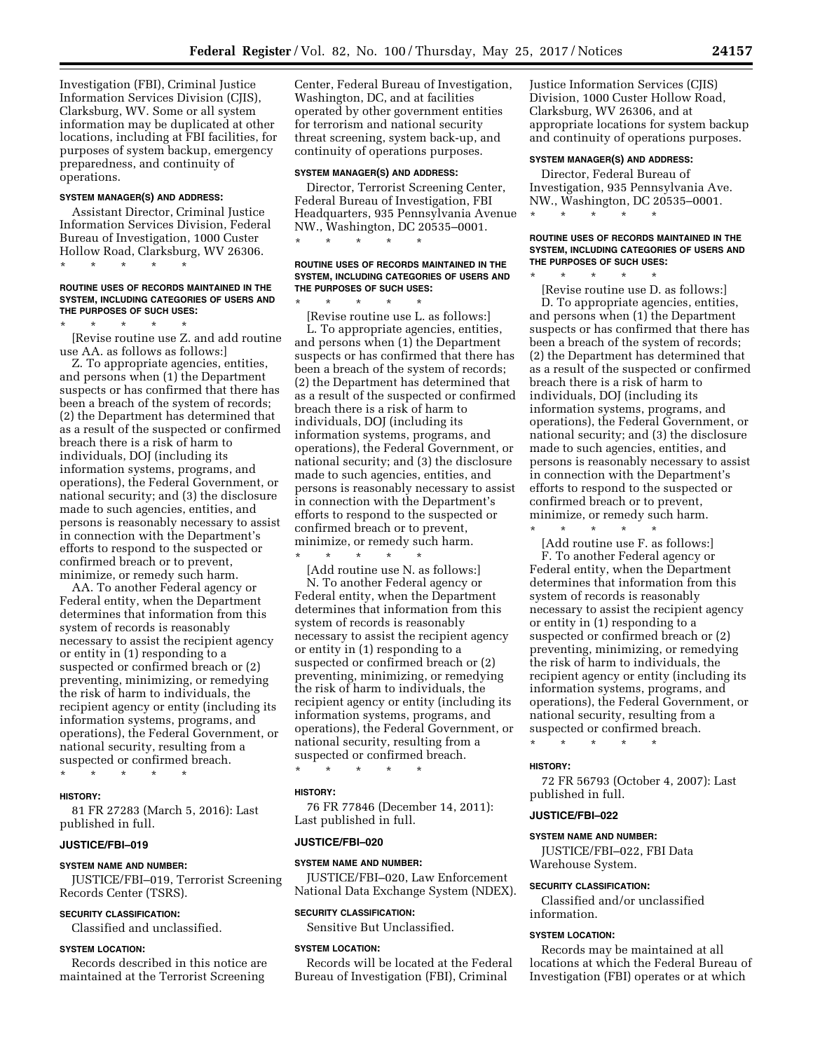Investigation (FBI), Criminal Justice Information Services Division (CJIS), Clarksburg, WV. Some or all system information may be duplicated at other locations, including at FBI facilities, for purposes of system backup, emergency preparedness, and continuity of operations.

**SYSTEM MANAGER(S) AND ADDRESS:**

Assistant Director, Criminal Justice Information Services Division, Federal Bureau of Investigation, 1000 Custer Hollow Road, Clarksburg, WV 26306.

\* \* \* \* \*

**ROUTINE USES OF RECORDS MAINTAINED IN THE SYSTEM, INCLUDING CATEGORIES OF USERS AND THE PURPOSES OF SUCH USES:**

\* \* \* \* \*

[Revise routine use Z. and add routine use AA. as follows as follows:]

Z. To appropriate agencies, entities, and persons when (1) the Department suspects or has confirmed that there has been a breach of the system of records; (2) the Department has determined that as a result of the suspected or confirmed breach there is a risk of harm to individuals, DOJ (including its information systems, programs, and operations), the Federal Government, or national security; and (3) the disclosure made to such agencies, entities, and persons is reasonably necessary to assist in connection with the Department's efforts to respond to the suspected or confirmed breach or to prevent, minimize, or remedy such harm.

AA. To another Federal agency or Federal entity, when the Department determines that information from this system of records is reasonably necessary to assist the recipient agency or entity in (1) responding to a suspected or confirmed breach or (2) preventing, minimizing, or remedying the risk of harm to individuals, the recipient agency or entity (including its information systems, programs, and operations), the Federal Government, or national security, resulting from a suspected or confirmed breach.

\* \* \* \* \*

**HISTORY:**

81 FR 27283 (March 5, 2016): Last published in full.

**JUSTICE/FBI–019**

**SYSTEM NAME AND NUMBER:**

JUSTICE/FBI–019, Terrorist Screening Records Center (TSRS).

**SECURITY CLASSIFICATION:**

Classified and unclassified.

**SYSTEM LOCATION:**

Records described in this notice are maintained at the Terrorist Screening Center, Federal Bureau of Investigation, Washington, DC, and at facilities operated by other government entities for terrorism and national security threat screening, system back-up, and continuity of operations purposes.

**SYSTEM MANAGER(S) AND ADDRESS:**

Director, Terrorist Screening Center, Federal Bureau of Investigation, FBI Headquarters, 935 Pennsylvania Avenue NW., Washington, DC 20535–0001.

\* \* \* \* \*

**ROUTINE USES OF RECORDS MAINTAINED IN THE SYSTEM, INCLUDING CATEGORIES OF USERS AND THE PURPOSES OF SUCH USES:**

\* \* \* \* \*

[Revise routine use L. as follows:]

L. To appropriate agencies, entities, and persons when (1) the Department suspects or has confirmed that there has been a breach of the system of records; (2) the Department has determined that as a result of the suspected or confirmed breach there is a risk of harm to individuals, DOJ (including its information systems, programs, and operations), the Federal Government, or national security; and (3) the disclosure made to such agencies, entities, and persons is reasonably necessary to assist in connection with the Department's efforts to respond to the suspected or confirmed breach or to prevent, minimize, or remedy such harm.

\* \* \* \* \*

[Add routine use N. as follows:]

N. To another Federal agency or Federal entity, when the Department determines that information from this system of records is reasonably necessary to assist the recipient agency or entity in (1) responding to a suspected or confirmed breach or (2) preventing, minimizing, or remedying the risk of harm to individuals, the recipient agency or entity (including its information systems, programs, and operations), the Federal Government, or national security, resulting from a suspected or confirmed breach.

\* \* \* \* \*

**HISTORY:**

76 FR 77846 (December 14, 2011): Last published in full.

**JUSTICE/FBI–020**

**SYSTEM NAME AND NUMBER:**

JUSTICE/FBI–020, Law Enforcement National Data Exchange System (NDEX).

**SECURITY CLASSIFICATION:**

Sensitive But Unclassified.

**SYSTEM LOCATION:**

Records will be located at the Federal Bureau of Investigation (FBI), Criminal Justice Information Services (CJIS) Division, 1000 Custer Hollow Road, Clarksburg, WV 26306, and at appropriate locations for system backup and continuity of operations purposes.

**SYSTEM MANAGER(S) AND ADDRESS:**

Director, Federal Bureau of Investigation, 935 Pennsylvania Ave. NW., Washington, DC 20535–0001.

\* \* \* \* \*

**ROUTINE USES OF RECORDS MAINTAINED IN THE SYSTEM, INCLUDING CATEGORIES OF USERS AND THE PURPOSES OF SUCH USES:**

\* \* \* \* \*

[Revise routine use D. as follows:]

D. To appropriate agencies, entities, and persons when (1) the Department suspects or has confirmed that there has been a breach of the system of records; (2) the Department has determined that as a result of the suspected or confirmed breach there is a risk of harm to individuals, DOJ (including its information systems, programs, and operations), the Federal Government, or national security; and (3) the disclosure made to such agencies, entities, and persons is reasonably necessary to assist in connection with the Department's efforts to respond to the suspected or confirmed breach or to prevent, minimize, or remedy such harm.

\* \* \* \* \*

[Add routine use F. as follows:]

F. To another Federal agency or Federal entity, when the Department determines that information from this system of records is reasonably necessary to assist the recipient agency or entity in (1) responding to a suspected or confirmed breach or (2) preventing, minimizing, or remedying the risk of harm to individuals, the recipient agency or entity (including its information systems, programs, and operations), the Federal Government, or national security, resulting from a suspected or confirmed breach.

\* \* \* \* \*

**HISTORY:**

72 FR 56793 (October 4, 2007): Last published in full.

**JUSTICE/FBI–022**

**SYSTEM NAME AND NUMBER:**

JUSTICE/FBI–022, FBI Data Warehouse System.

**SECURITY CLASSIFICATION:**

Classified and/or unclassified information.

**SYSTEM LOCATION:**

Records may be maintained at all locations at which the Federal Bureau of Investigation (FBI) operates or at which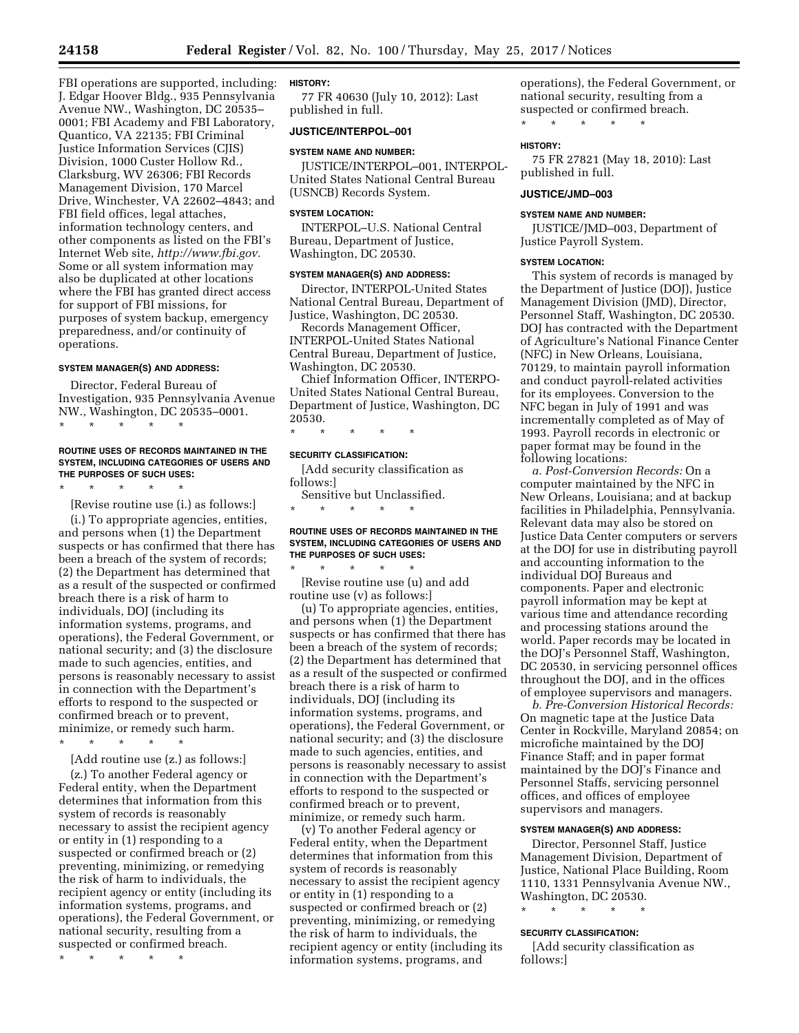FBI operations are supported, including: J. Edgar Hoover Bldg., 935 Pennsylvania Avenue NW., Washington, DC 20535–0001; FBI Academy and FBI Laboratory, Quantico, VA 22135; FBI Criminal Justice Information Services (CJIS) Division, 1000 Custer Hollow Rd., Clarksburg, WV 26306; FBI Records Management Division, 170 Marcel Drive, Winchester, VA 22602–4843; and FBI field offices, legal attaches, information technology centers, and other components as listed on the FBI's Internet Web site, *http://www.fbi.gov.* Some or all system information may also be duplicated at other locations where the FBI has granted direct access for support of FBI missions, for purposes of system backup, emergency preparedness, and/or continuity of operations.

#### SYSTEM MANAGER(S) AND ADDRESS:

Director, Federal Bureau of Investigation, 935 Pennsylvania Avenue NW., Washington, DC 20535–0001.

\* \* \* \* \*

#### ROUTINE USES OF RECORDS MAINTAINED IN THE SYSTEM, INCLUDING CATEGORIES OF USERS AND THE PURPOSES OF SUCH USES:

\* \* \* \* \*

[Revise routine use (i.) as follows:]

(i.) To appropriate agencies, entities, and persons when (1) the Department suspects or has confirmed that there has been a breach of the system of records; (2) the Department has determined that as a result of the suspected or confirmed breach there is a risk of harm to individuals, DOJ (including its information systems, programs, and operations), the Federal Government, or national security; and (3) the disclosure made to such agencies, entities, and persons is reasonably necessary to assist in connection with the Department's efforts to respond to the suspected or confirmed breach or to prevent, minimize, or remedy such harm.

\* \* \* \* \*

[Add routine use (z.) as follows:]

(z.) To another Federal agency or Federal entity, when the Department determines that information from this system of records is reasonably necessary to assist the recipient agency or entity in (1) responding to a suspected or confirmed breach or (2) preventing, minimizing, or remedying the risk of harm to individuals, the recipient agency or entity (including its information systems, programs, and operations), the Federal Government, or national security, resulting from a suspected or confirmed breach.

\* \* \* \* \*

#### HISTORY:

77 FR 40630 (July 10, 2012): Last published in full.

### JUSTICE/INTERPOL–001

#### SYSTEM NAME AND NUMBER:

JUSTICE/INTERPOL–001, INTERPOL-United States National Central Bureau (USNCB) Records System.

#### SYSTEM LOCATION:

INTERPOL–U.S. National Central Bureau, Department of Justice, Washington, DC 20530.

#### SYSTEM MANAGER(S) AND ADDRESS:

Director, INTERPOL-United States National Central Bureau, Department of Justice, Washington, DC 20530.

Records Management Officer, INTERPOL-United States National Central Bureau, Department of Justice, Washington, DC 20530.

Chief Information Officer, INTERPO-United States National Central Bureau, Department of Justice, Washington, DC 20530.

\* \* \* \* \*

#### SECURITY CLASSIFICATION:

[Add security classification as follows:]

Sensitive but Unclassified.

\* \* \* \* \*

#### ROUTINE USES OF RECORDS MAINTAINED IN THE SYSTEM, INCLUDING CATEGORIES OF USERS AND THE PURPOSES OF SUCH USES:

\* \* \* \* \*

[Revise routine use (u) and add routine use (v) as follows:]

(u) To appropriate agencies, entities, and persons when (1) the Department suspects or has confirmed that there has been a breach of the system of records; (2) the Department has determined that as a result of the suspected or confirmed breach there is a risk of harm to individuals, DOJ (including its information systems, programs, and operations), the Federal Government, or national security; and (3) the disclosure made to such agencies, entities, and persons is reasonably necessary to assist in connection with the Department's efforts to respond to the suspected or confirmed breach or to prevent, minimize, or remedy such harm.

(v) To another Federal agency or Federal entity, when the Department determines that information from this system of records is reasonably necessary to assist the recipient agency or entity in (1) responding to a suspected or confirmed breach or (2) preventing, minimizing, or remedying the risk of harm to individuals, the recipient agency or entity (including its information systems, programs, and operations), the Federal Government, or national security, resulting from a suspected or confirmed breach.

\* \* \* \* \*

#### HISTORY:

75 FR 27821 (May 18, 2010): Last published in full.

### JUSTICE/JMD–003

#### SYSTEM NAME AND NUMBER:

JUSTICE/JMD–003, Department of Justice Payroll System.

#### SYSTEM LOCATION:

This system of records is managed by the Department of Justice (DOJ), Justice Management Division (JMD), Director, Personnel Staff, Washington, DC 20530. DOJ has contracted with the Department of Agriculture's National Finance Center (NFC) in New Orleans, Louisiana, 70129, to maintain payroll information and conduct payroll-related activities for its employees. Conversion to the NFC began in July of 1991 and was incrementally completed as of May of 1993. Payroll records in electronic or paper format may be found in the following locations:

*a. Post-Conversion Records:* On a computer maintained by the NFC in New Orleans, Louisiana; and at backup facilities in Philadelphia, Pennsylvania. Relevant data may also be stored on Justice Data Center computers or servers at the DOJ for use in distributing payroll and accounting information to the individual DOJ Bureaus and components. Paper and electronic payroll information may be kept at various time and attendance recording and processing stations around the world. Paper records may be located in the DOJ's Personnel Staff, Washington, DC 20530, in servicing personnel offices throughout the DOJ, and in the offices of employee supervisors and managers.

*b. Pre-Conversion Historical Records:* On magnetic tape at the Justice Data Center in Rockville, Maryland 20854; on microfiche maintained by the DOJ Finance Staff; and in paper format maintained by the DOJ's Finance and Personnel Staffs, servicing personnel offices, and offices of employee supervisors and managers.

#### SYSTEM MANAGER(S) AND ADDRESS:

Director, Personnel Staff, Justice Management Division, Department of Justice, National Place Building, Room 1110, 1331 Pennsylvania Avenue NW., Washington, DC 20530.

\* \* \* \* \*

#### SECURITY CLASSIFICATION:

[Add security classification as follows:]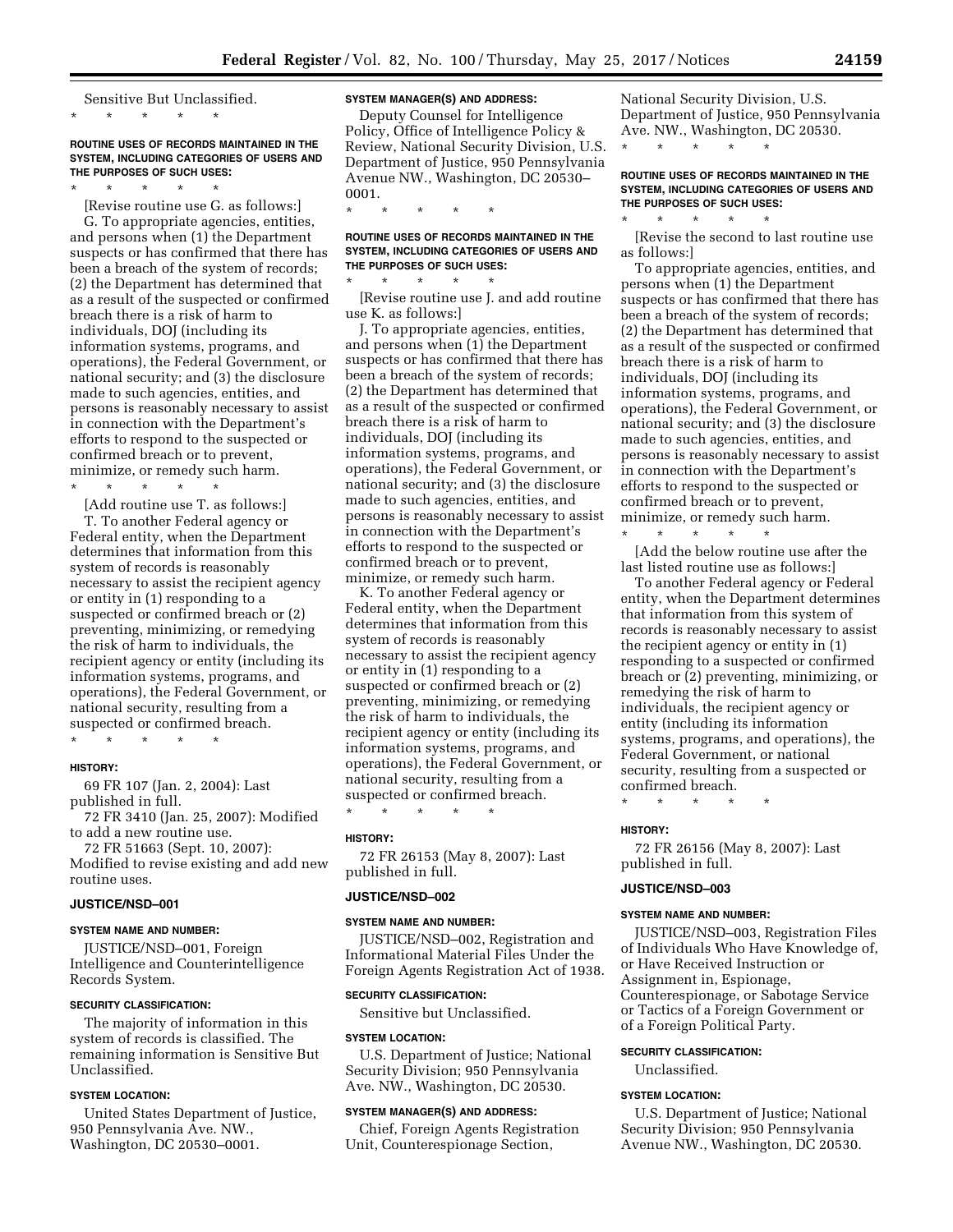Sensitive But Unclassified.

\* \* \* \* \*

**ROUTINE USES OF RECORDS MAINTAINED IN THE SYSTEM, INCLUDING CATEGORIES OF USERS AND THE PURPOSES OF SUCH USES:**

\* \* \* \* \*

[Revise routine use G. as follows:]

G. To appropriate agencies, entities, and persons when (1) the Department suspects or has confirmed that there has been a breach of the system of records; (2) the Department has determined that as a result of the suspected or confirmed breach there is a risk of harm to individuals, DOJ (including its information systems, programs, and operations), the Federal Government, or national security; and (3) the disclosure made to such agencies, entities, and persons is reasonably necessary to assist in connection with the Department's efforts to respond to the suspected or confirmed breach or to prevent, minimize, or remedy such harm.

\* \* \* \* \*

[Add routine use T. as follows:]

T. To another Federal agency or Federal entity, when the Department determines that information from this system of records is reasonably necessary to assist the recipient agency or entity in (1) responding to a suspected or confirmed breach or (2) preventing, minimizing, or remedying the risk of harm to individuals, the recipient agency or entity (including its information systems, programs, and operations), the Federal Government, or national security, resulting from a suspected or confirmed breach.

\* \* \* \* \*

**HISTORY:**

69 FR 107 (Jan. 2, 2004): Last published in full.

72 FR 3410 (Jan. 25, 2007): Modified to add a new routine use.

72 FR 51663 (Sept. 10, 2007): Modified to revise existing and add new routine uses.

**JUSTICE/NSD–001**

**SYSTEM NAME AND NUMBER:**

JUSTICE/NSD–001, Foreign Intelligence and Counterintelligence Records System.

**SECURITY CLASSIFICATION:**

The majority of information in this system of records is classified. The remaining information is Sensitive But Unclassified.

**SYSTEM LOCATION:**

United States Department of Justice, 950 Pennsylvania Ave. NW., Washington, DC 20530–0001.

**SYSTEM MANAGER(S) AND ADDRESS:**

Deputy Counsel for Intelligence Policy, Office of Intelligence Policy & Review, National Security Division, U.S. Department of Justice, 950 Pennsylvania Avenue NW., Washington, DC 20530–0001.

\* \* \* \* \*

**ROUTINE USES OF RECORDS MAINTAINED IN THE SYSTEM, INCLUDING CATEGORIES OF USERS AND THE PURPOSES OF SUCH USES:**

\* \* \* \* \*

[Revise routine use J. and add routine use K. as follows:]

J. To appropriate agencies, entities, and persons when (1) the Department suspects or has confirmed that there has been a breach of the system of records; (2) the Department has determined that as a result of the suspected or confirmed breach there is a risk of harm to individuals, DOJ (including its information systems, programs, and operations), the Federal Government, or national security; and (3) the disclosure made to such agencies, entities, and persons is reasonably necessary to assist in connection with the Department's efforts to respond to the suspected or confirmed breach or to prevent, minimize, or remedy such harm.

K. To another Federal agency or Federal entity, when the Department determines that information from this system of records is reasonably necessary to assist the recipient agency or entity in (1) responding to a suspected or confirmed breach or (2) preventing, minimizing, or remedying the risk of harm to individuals, the recipient agency or entity (including its information systems, programs, and operations), the Federal Government, or national security, resulting from a suspected or confirmed breach.

\* \* \* \* \*

**HISTORY:**

72 FR 26153 (May 8, 2007): Last published in full.

**JUSTICE/NSD–002**

**SYSTEM NAME AND NUMBER:**

JUSTICE/NSD–002, Registration and Informational Material Files Under the Foreign Agents Registration Act of 1938.

**SECURITY CLASSIFICATION:**

Sensitive but Unclassified.

**SYSTEM LOCATION:**

U.S. Department of Justice; National Security Division; 950 Pennsylvania Ave. NW., Washington, DC 20530.

**SYSTEM MANAGER(S) AND ADDRESS:**

Chief, Foreign Agents Registration Unit, Counterespionage Section, National Security Division, U.S. Department of Justice, 950 Pennsylvania Ave. NW., Washington, DC 20530.

\* \* \* \* \*

**ROUTINE USES OF RECORDS MAINTAINED IN THE SYSTEM, INCLUDING CATEGORIES OF USERS AND THE PURPOSES OF SUCH USES:**

\* \* \* \* \*

[Revise the second to last routine use as follows:]

To appropriate agencies, entities, and persons when (1) the Department suspects or has confirmed that there has been a breach of the system of records; (2) the Department has determined that as a result of the suspected or confirmed breach there is a risk of harm to individuals, DOJ (including its information systems, programs, and operations), the Federal Government, or national security; and (3) the disclosure made to such agencies, entities, and persons is reasonably necessary to assist in connection with the Department's efforts to respond to the suspected or confirmed breach or to prevent, minimize, or remedy such harm.

\* \* \* \* \*

[Add the below routine use after the last listed routine use as follows:]

To another Federal agency or Federal entity, when the Department determines that information from this system of records is reasonably necessary to assist the recipient agency or entity in (1) responding to a suspected or confirmed breach or (2) preventing, minimizing, or remedying the risk of harm to individuals, the recipient agency or entity (including its information systems, programs, and operations), the Federal Government, or national security, resulting from a suspected or confirmed breach.

\* \* \* \* \*

**HISTORY:**

72 FR 26156 (May 8, 2007): Last published in full.

**JUSTICE/NSD–003**

**SYSTEM NAME AND NUMBER:**

JUSTICE/NSD–003, Registration Files of Individuals Who Have Knowledge of, or Have Received Instruction or Assignment in, Espionage, Counterespionage, or Sabotage Service or Tactics of a Foreign Government or of a Foreign Political Party.

**SECURITY CLASSIFICATION:**

Unclassified.

**SYSTEM LOCATION:**

U.S. Department of Justice; National Security Division; 950 Pennsylvania Avenue NW., Washington, DC 20530.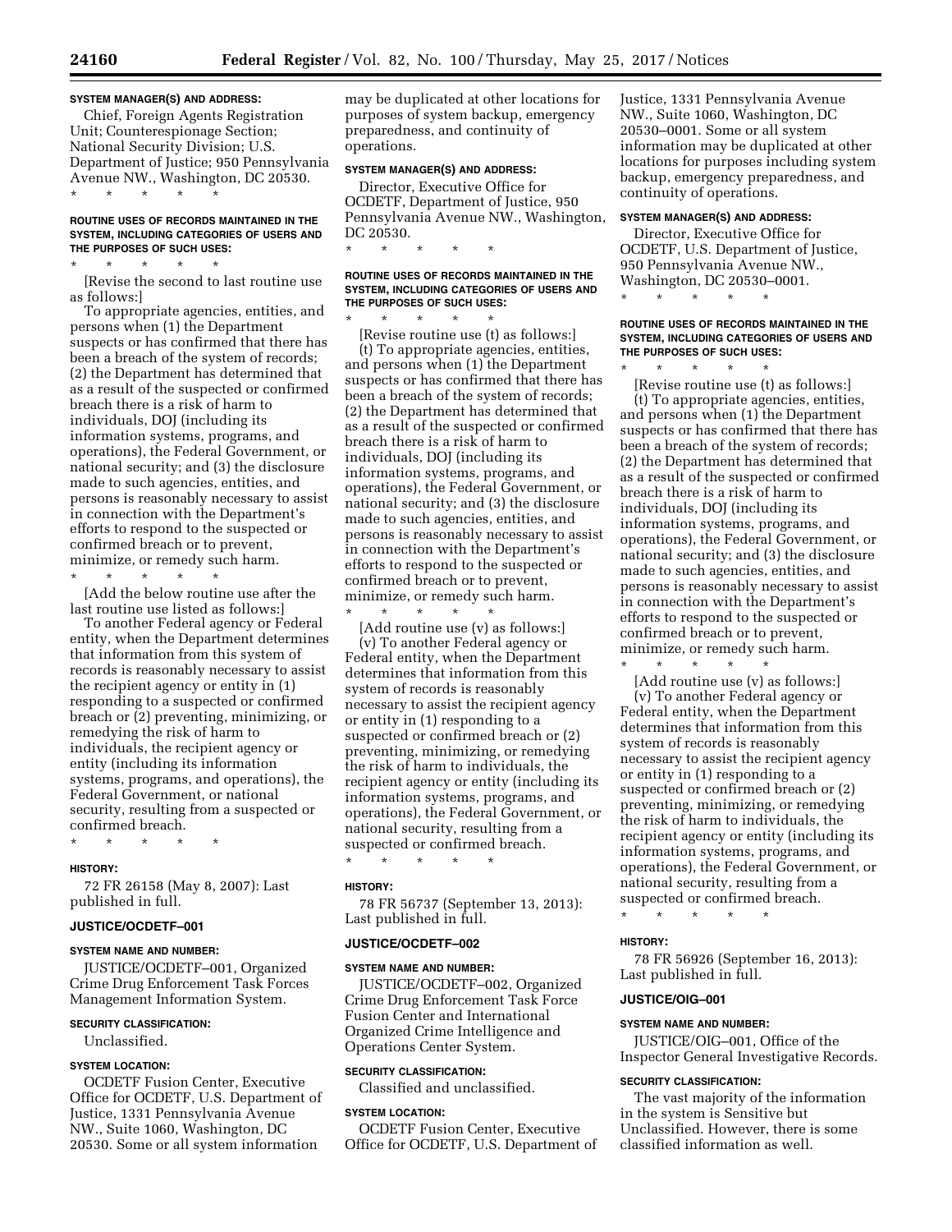**SYSTEM MANAGER(S) AND ADDRESS:**

Chief, Foreign Agents Registration Unit; Counterespionage Section; National Security Division; U.S. Department of Justice; 950 Pennsylvania Avenue NW., Washington, DC 20530.

\* \* \* \* \*

**ROUTINE USES OF RECORDS MAINTAINED IN THE SYSTEM, INCLUDING CATEGORIES OF USERS AND THE PURPOSES OF SUCH USES:**

\* \* \* \* \*

[Revise the second to last routine use as follows:]

To appropriate agencies, entities, and persons when (1) the Department suspects or has confirmed that there has been a breach of the system of records; (2) the Department has determined that as a result of the suspected or confirmed breach there is a risk of harm to individuals, DOJ (including its information systems, programs, and operations), the Federal Government, or national security; and (3) the disclosure made to such agencies, entities, and persons is reasonably necessary to assist in connection with the Department's efforts to respond to the suspected or confirmed breach or to prevent, minimize, or remedy such harm.

\* \* \* \* \*

[Add the below routine use after the last routine use listed as follows:]

To another Federal agency or Federal entity, when the Department determines that information from this system of records is reasonably necessary to assist the recipient agency or entity in (1) responding to a suspected or confirmed breach or (2) preventing, minimizing, or remedying the risk of harm to individuals, the recipient agency or entity (including its information systems, programs, and operations), the Federal Government, or national security, resulting from a suspected or confirmed breach.

\* \* \* \* \*

**HISTORY:**

72 FR 26158 (May 8, 2007): Last published in full.

**JUSTICE/OCDETF–001**

**SYSTEM NAME AND NUMBER:**

JUSTICE/OCDETF–001, Organized Crime Drug Enforcement Task Forces Management Information System.

**SECURITY CLASSIFICATION:**

Unclassified.

**SYSTEM LOCATION:**

OCDETF Fusion Center, Executive Office for OCDETF, U.S. Department of Justice, 1331 Pennsylvania Avenue NW., Suite 1060, Washington, DC 20530. Some or all system information may be duplicated at other locations for purposes of system backup, emergency preparedness, and continuity of operations.

**SYSTEM MANAGER(S) AND ADDRESS:**

Director, Executive Office for OCDETF, Department of Justice, 950 Pennsylvania Avenue NW., Washington, DC 20530.

\* \* \* \* \*

**ROUTINE USES OF RECORDS MAINTAINED IN THE SYSTEM, INCLUDING CATEGORIES OF USERS AND THE PURPOSES OF SUCH USES:**

\* \* \* \* \*

[Revise routine use (t) as follows:]

(t) To appropriate agencies, entities, and persons when (1) the Department suspects or has confirmed that there has been a breach of the system of records; (2) the Department has determined that as a result of the suspected or confirmed breach there is a risk of harm to individuals, DOJ (including its information systems, programs, and operations), the Federal Government, or national security; and (3) the disclosure made to such agencies, entities, and persons is reasonably necessary to assist in connection with the Department's efforts to respond to the suspected or confirmed breach or to prevent, minimize, or remedy such harm.

\* \* \* \* \*

[Add routine use (v) as follows:]

(v) To another Federal agency or Federal entity, when the Department determines that information from this system of records is reasonably necessary to assist the recipient agency or entity in (1) responding to a suspected or confirmed breach or (2) preventing, minimizing, or remedying the risk of harm to individuals, the recipient agency or entity (including its information systems, programs, and operations), the Federal Government, or national security, resulting from a suspected or confirmed breach.

\* \* \* \* \*

**HISTORY:**

78 FR 56737 (September 13, 2013): Last published in full.

**JUSTICE/OCDETF–002**

**SYSTEM NAME AND NUMBER:**

JUSTICE/OCDETF–002, Organized Crime Drug Enforcement Task Force Fusion Center and International Organized Crime Intelligence and Operations Center System.

**SECURITY CLASSIFICATION:**

Classified and unclassified.

**SYSTEM LOCATION:**

OCDETF Fusion Center, Executive Office for OCDETF, U.S. Department of Justice, 1331 Pennsylvania Avenue NW., Suite 1060, Washington, DC 20530–0001. Some or all system information may be duplicated at other locations for purposes including system backup, emergency preparedness, and continuity of operations.

**SYSTEM MANAGER(S) AND ADDRESS:**

Director, Executive Office for OCDETF, U.S. Department of Justice, 950 Pennsylvania Avenue NW., Washington, DC 20530–0001.

\* \* \* \* \*

**ROUTINE USES OF RECORDS MAINTAINED IN THE SYSTEM, INCLUDING CATEGORIES OF USERS AND THE PURPOSES OF SUCH USES:**

\* \* \* \* \*

[Revise routine use (t) as follows:]

(t) To appropriate agencies, entities, and persons when (1) the Department suspects or has confirmed that there has been a breach of the system of records; (2) the Department has determined that as a result of the suspected or confirmed breach there is a risk of harm to individuals, DOJ (including its information systems, programs, and operations), the Federal Government, or national security; and (3) the disclosure made to such agencies, entities, and persons is reasonably necessary to assist in connection with the Department's efforts to respond to the suspected or confirmed breach or to prevent, minimize, or remedy such harm.

\* \* \* \* \*

[Add routine use (v) as follows:]

(v) To another Federal agency or Federal entity, when the Department determines that information from this system of records is reasonably necessary to assist the recipient agency or entity in (1) responding to a suspected or confirmed breach or (2) preventing, minimizing, or remedying the risk of harm to individuals, the recipient agency or entity (including its information systems, programs, and operations), the Federal Government, or national security, resulting from a suspected or confirmed breach.

\* \* \* \* \*

**HISTORY:**

78 FR 56926 (September 16, 2013): Last published in full.

**JUSTICE/OIG–001**

**SYSTEM NAME AND NUMBER:**

JUSTICE/OIG–001, Office of the Inspector General Investigative Records.

**SECURITY CLASSIFICATION:**

The vast majority of the information in the system is Sensitive but Unclassified. However, there is some classified information as well.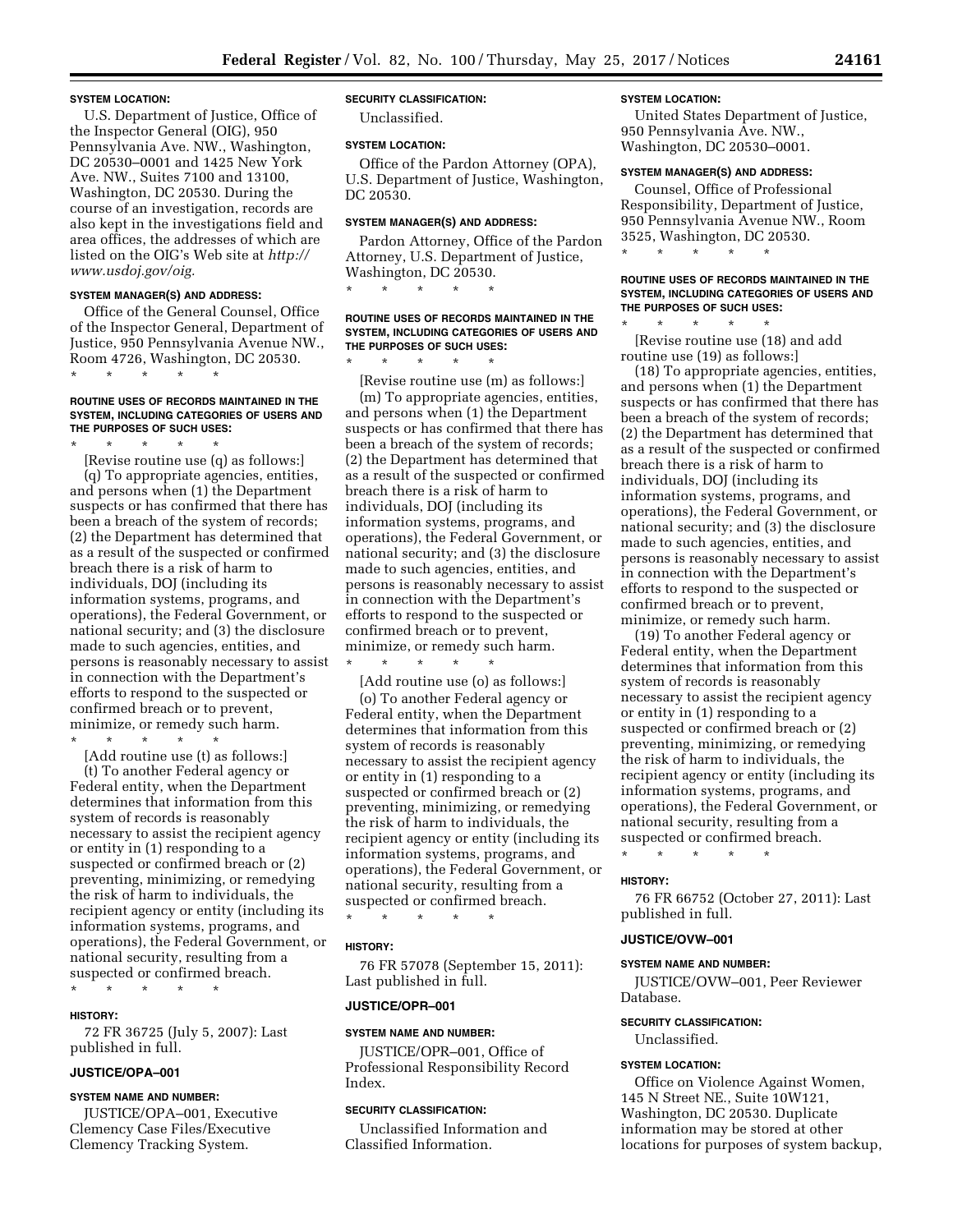**SYSTEM LOCATION:**

U.S. Department of Justice, Office of the Inspector General (OIG), 950 Pennsylvania Ave. NW., Washington, DC 20530–0001 and 1425 New York Ave. NW., Suites 7100 and 13100, Washington, DC 20530. During the course of an investigation, records are also kept in the investigations field and area offices, the addresses of which are listed on the OIG's Web site at *http://www.usdoj.gov/oig.*

**SYSTEM MANAGER(S) AND ADDRESS:**

Office of the General Counsel, Office of the Inspector General, Department of Justice, 950 Pennsylvania Avenue NW., Room 4726, Washington, DC 20530.

\* \* \* \* \*

**ROUTINE USES OF RECORDS MAINTAINED IN THE SYSTEM, INCLUDING CATEGORIES OF USERS AND THE PURPOSES OF SUCH USES:**

\* \* \* \* \*

[Revise routine use (q) as follows:]

(q) To appropriate agencies, entities, and persons when (1) the Department suspects or has confirmed that there has been a breach of the system of records; (2) the Department has determined that as a result of the suspected or confirmed breach there is a risk of harm to individuals, DOJ (including its information systems, programs, and operations), the Federal Government, or national security; and (3) the disclosure made to such agencies, entities, and persons is reasonably necessary to assist in connection with the Department's efforts to respond to the suspected or confirmed breach or to prevent, minimize, or remedy such harm.

\* \* \* \* \*

[Add routine use (t) as follows:]

(t) To another Federal agency or Federal entity, when the Department determines that information from this system of records is reasonably necessary to assist the recipient agency or entity in (1) responding to a suspected or confirmed breach or (2) preventing, minimizing, or remedying the risk of harm to individuals, the recipient agency or entity (including its information systems, programs, and operations), the Federal Government, or national security, resulting from a suspected or confirmed breach.

\* \* \* \* \*

**HISTORY:**

72 FR 36725 (July 5, 2007): Last published in full.

**JUSTICE/OPA–001**

**SYSTEM NAME AND NUMBER:**

JUSTICE/OPA–001, Executive Clemency Case Files/Executive Clemency Tracking System.

**SECURITY CLASSIFICATION:**

Unclassified.

**SYSTEM LOCATION:**

Office of the Pardon Attorney (OPA), U.S. Department of Justice, Washington, DC 20530.

**SYSTEM MANAGER(S) AND ADDRESS:**

Pardon Attorney, Office of the Pardon Attorney, U.S. Department of Justice, Washington, DC 20530.

\* \* \* \* \*

**ROUTINE USES OF RECORDS MAINTAINED IN THE SYSTEM, INCLUDING CATEGORIES OF USERS AND THE PURPOSES OF SUCH USES:**

\* \* \* \* \*

[Revise routine use (m) as follows:]

(m) To appropriate agencies, entities, and persons when (1) the Department suspects or has confirmed that there has been a breach of the system of records; (2) the Department has determined that as a result of the suspected or confirmed breach there is a risk of harm to individuals, DOJ (including its information systems, programs, and operations), the Federal Government, or national security; and (3) the disclosure made to such agencies, entities, and persons is reasonably necessary to assist in connection with the Department's efforts to respond to the suspected or confirmed breach or to prevent, minimize, or remedy such harm.

\* \* \* \* \*

[Add routine use (o) as follows:]

(o) To another Federal agency or Federal entity, when the Department determines that information from this system of records is reasonably necessary to assist the recipient agency or entity in (1) responding to a suspected or confirmed breach or (2) preventing, minimizing, or remedying the risk of harm to individuals, the recipient agency or entity (including its information systems, programs, and operations), the Federal Government, or national security, resulting from a suspected or confirmed breach.

\* \* \* \* \*

**HISTORY:**

76 FR 57078 (September 15, 2011): Last published in full.

**JUSTICE/OPR–001**

**SYSTEM NAME AND NUMBER:**

JUSTICE/OPR–001, Office of Professional Responsibility Record Index.

**SECURITY CLASSIFICATION:**

Unclassified Information and Classified Information.

**SYSTEM LOCATION:**

United States Department of Justice, 950 Pennsylvania Ave. NW., Washington, DC 20530–0001.

**SYSTEM MANAGER(S) AND ADDRESS:**

Counsel, Office of Professional Responsibility, Department of Justice, 950 Pennsylvania Avenue NW., Room 3525, Washington, DC 20530.

\* \* \* \* \*

**ROUTINE USES OF RECORDS MAINTAINED IN THE SYSTEM, INCLUDING CATEGORIES OF USERS AND THE PURPOSES OF SUCH USES:**

\* \* \* \* \*

[Revise routine use (18) and add routine use (19) as follows:]

(18) To appropriate agencies, entities, and persons when (1) the Department suspects or has confirmed that there has been a breach of the system of records; (2) the Department has determined that as a result of the suspected or confirmed breach there is a risk of harm to individuals, DOJ (including its information systems, programs, and operations), the Federal Government, or national security; and (3) the disclosure made to such agencies, entities, and persons is reasonably necessary to assist in connection with the Department's efforts to respond to the suspected or confirmed breach or to prevent, minimize, or remedy such harm.

(19) To another Federal agency or Federal entity, when the Department determines that information from this system of records is reasonably necessary to assist the recipient agency or entity in (1) responding to a suspected or confirmed breach or (2) preventing, minimizing, or remedying the risk of harm to individuals, the recipient agency or entity (including its information systems, programs, and operations), the Federal Government, or national security, resulting from a suspected or confirmed breach.

\* \* \* \* \*

**HISTORY:**

76 FR 66752 (October 27, 2011): Last published in full.

**JUSTICE/OVW–001**

**SYSTEM NAME AND NUMBER:**

JUSTICE/OVW–001, Peer Reviewer Database.

**SECURITY CLASSIFICATION:**

Unclassified.

**SYSTEM LOCATION:**

Office on Violence Against Women, 145 N Street NE., Suite 10W121, Washington, DC 20530. Duplicate information may be stored at other locations for purposes of system backup,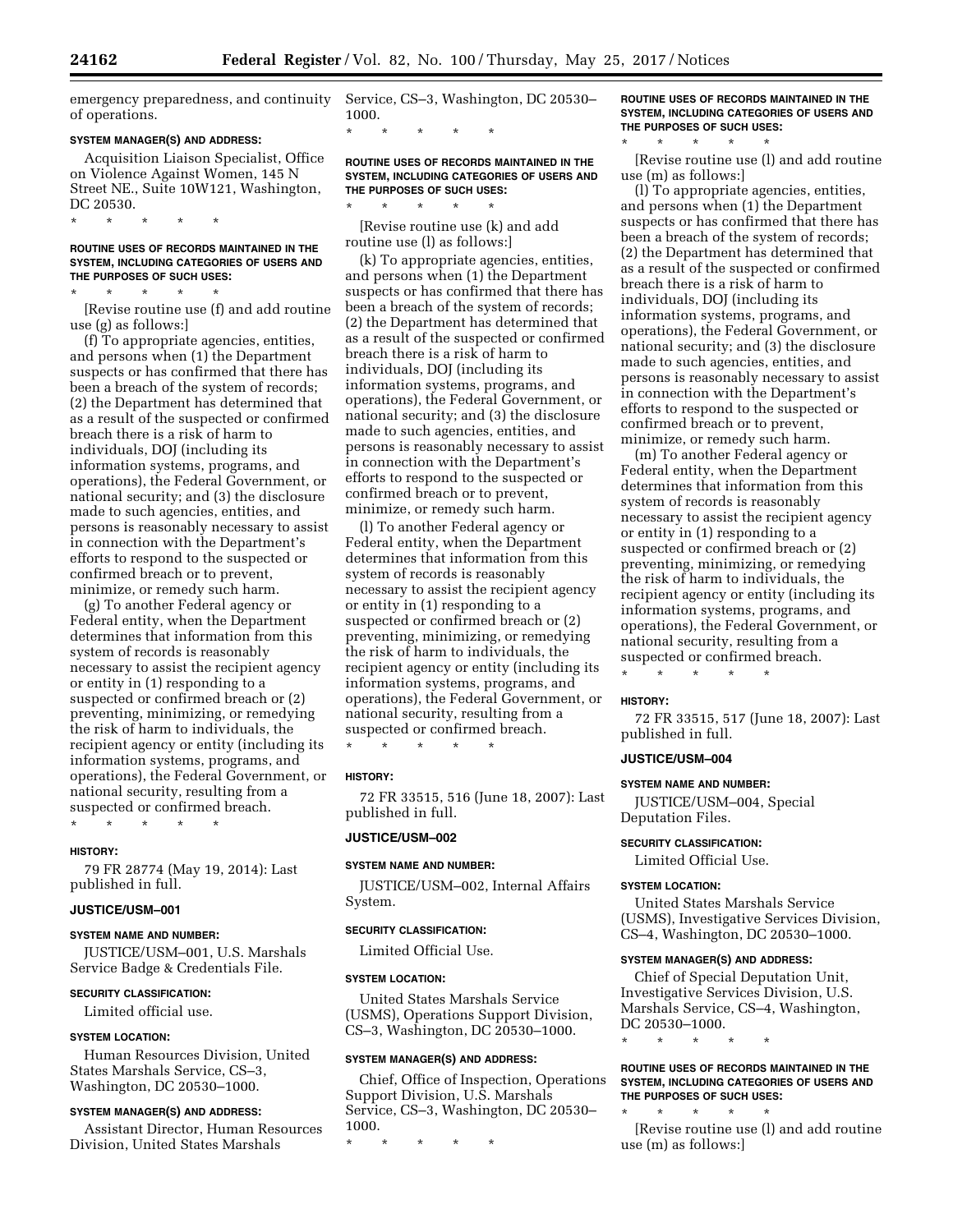emergency preparedness, and continuity of operations.

**SYSTEM MANAGER(S) AND ADDRESS:**

Acquisition Liaison Specialist, Office on Violence Against Women, 145 N Street NE., Suite 10W121, Washington, DC 20530.

\* \* \* \* \*

**ROUTINE USES OF RECORDS MAINTAINED IN THE SYSTEM, INCLUDING CATEGORIES OF USERS AND THE PURPOSES OF SUCH USES:**

\* \* \* \* \*

[Revise routine use (f) and add routine use (g) as follows:]

(f) To appropriate agencies, entities, and persons when (1) the Department suspects or has confirmed that there has been a breach of the system of records; (2) the Department has determined that as a result of the suspected or confirmed breach there is a risk of harm to individuals, DOJ (including its information systems, programs, and operations), the Federal Government, or national security; and (3) the disclosure made to such agencies, entities, and persons is reasonably necessary to assist in connection with the Department's efforts to respond to the suspected or confirmed breach or to prevent, minimize, or remedy such harm.

(g) To another Federal agency or Federal entity, when the Department determines that information from this system of records is reasonably necessary to assist the recipient agency or entity in (1) responding to a suspected or confirmed breach or (2) preventing, minimizing, or remedying the risk of harm to individuals, the recipient agency or entity (including its information systems, programs, and operations), the Federal Government, or national security, resulting from a suspected or confirmed breach.

\* \* \* \* \*

**HISTORY:**

79 FR 28774 (May 19, 2014): Last published in full.

**JUSTICE/USM–001**

**SYSTEM NAME AND NUMBER:**

JUSTICE/USM–001, U.S. Marshals Service Badge & Credentials File.

**SECURITY CLASSIFICATION:**

Limited official use.

**SYSTEM LOCATION:**

Human Resources Division, United States Marshals Service, CS–3, Washington, DC 20530–1000.

**SYSTEM MANAGER(S) AND ADDRESS:**

Assistant Director, Human Resources Division, United States Marshals Service, CS–3, Washington, DC 20530–1000.

\* \* \* \* \*

**ROUTINE USES OF RECORDS MAINTAINED IN THE SYSTEM, INCLUDING CATEGORIES OF USERS AND THE PURPOSES OF SUCH USES:**

\* \* \* \* \*

[Revise routine use (k) and add routine use (l) as follows:]

(k) To appropriate agencies, entities, and persons when (1) the Department suspects or has confirmed that there has been a breach of the system of records; (2) the Department has determined that as a result of the suspected or confirmed breach there is a risk of harm to individuals, DOJ (including its information systems, programs, and operations), the Federal Government, or national security; and (3) the disclosure made to such agencies, entities, and persons is reasonably necessary to assist in connection with the Department's efforts to respond to the suspected or confirmed breach or to prevent, minimize, or remedy such harm.

(l) To another Federal agency or Federal entity, when the Department determines that information from this system of records is reasonably necessary to assist the recipient agency or entity in (1) responding to a suspected or confirmed breach or (2) preventing, minimizing, or remedying the risk of harm to individuals, the recipient agency or entity (including its information systems, programs, and operations), the Federal Government, or national security, resulting from a suspected or confirmed breach.

\* \* \* \* \*

**HISTORY:**

72 FR 33515, 516 (June 18, 2007): Last published in full.

**JUSTICE/USM–002**

**SYSTEM NAME AND NUMBER:**

JUSTICE/USM–002, Internal Affairs System.

**SECURITY CLASSIFICATION:**

Limited Official Use.

**SYSTEM LOCATION:**

United States Marshals Service (USMS), Operations Support Division, CS–3, Washington, DC 20530–1000.

**SYSTEM MANAGER(S) AND ADDRESS:**

Chief, Office of Inspection, Operations Support Division, U.S. Marshals Service, CS–3, Washington, DC 20530–1000.

\* \* \* \* \*

**ROUTINE USES OF RECORDS MAINTAINED IN THE SYSTEM, INCLUDING CATEGORIES OF USERS AND THE PURPOSES OF SUCH USES:**

\* \* \* \* \*

[Revise routine use (l) and add routine use (m) as follows:]

(l) To appropriate agencies, entities, and persons when (1) the Department suspects or has confirmed that there has been a breach of the system of records; (2) the Department has determined that as a result of the suspected or confirmed breach there is a risk of harm to individuals, DOJ (including its information systems, programs, and operations), the Federal Government, or national security; and (3) the disclosure made to such agencies, entities, and persons is reasonably necessary to assist in connection with the Department's efforts to respond to the suspected or confirmed breach or to prevent, minimize, or remedy such harm.

(m) To another Federal agency or Federal entity, when the Department determines that information from this system of records is reasonably necessary to assist the recipient agency or entity in (1) responding to a suspected or confirmed breach or (2) preventing, minimizing, or remedying the risk of harm to individuals, the recipient agency or entity (including its information systems, programs, and operations), the Federal Government, or national security, resulting from a suspected or confirmed breach.

\* \* \* \* \*

**HISTORY:**

72 FR 33515, 517 (June 18, 2007): Last published in full.

**JUSTICE/USM–004**

**SYSTEM NAME AND NUMBER:**

JUSTICE/USM–004, Special Deputation Files.

**SECURITY CLASSIFICATION:**

Limited Official Use.

**SYSTEM LOCATION:**

United States Marshals Service (USMS), Investigative Services Division, CS–4, Washington, DC 20530–1000.

**SYSTEM MANAGER(S) AND ADDRESS:**

Chief of Special Deputation Unit, Investigative Services Division, U.S. Marshals Service, CS–4, Washington, DC 20530–1000.

\* \* \* \* \*

**ROUTINE USES OF RECORDS MAINTAINED IN THE SYSTEM, INCLUDING CATEGORIES OF USERS AND THE PURPOSES OF SUCH USES:**

\* \* \* \* \*

[Revise routine use (l) and add routine use (m) as follows:]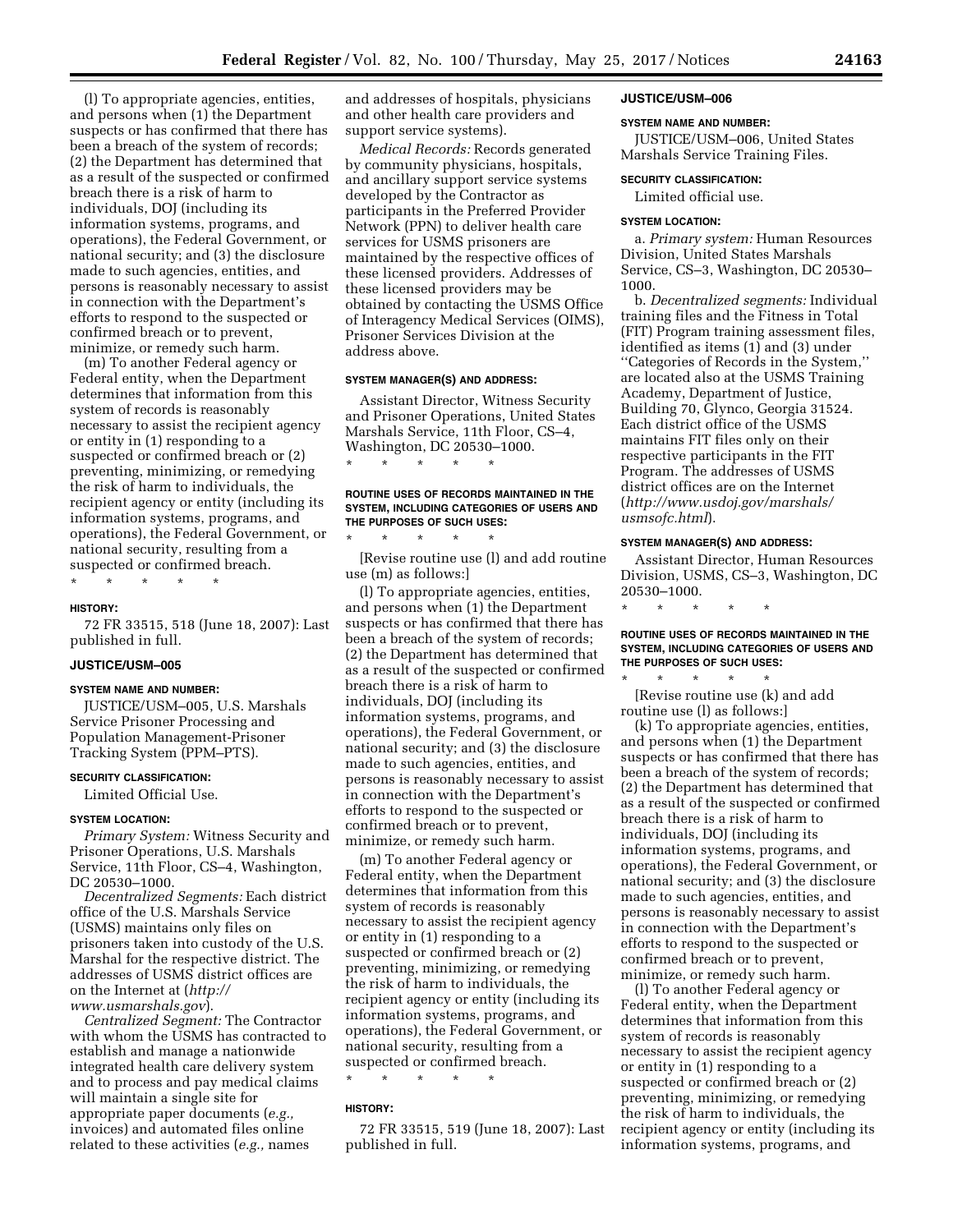(l) To appropriate agencies, entities, and persons when (1) the Department suspects or has confirmed that there has been a breach of the system of records; (2) the Department has determined that as a result of the suspected or confirmed breach there is a risk of harm to individuals, DOJ (including its information systems, programs, and operations), the Federal Government, or national security; and (3) the disclosure made to such agencies, entities, and persons is reasonably necessary to assist in connection with the Department's efforts to respond to the suspected or confirmed breach or to prevent, minimize, or remedy such harm.

(m) To another Federal agency or Federal entity, when the Department determines that information from this system of records is reasonably necessary to assist the recipient agency or entity in (1) responding to a suspected or confirmed breach or (2) preventing, minimizing, or remedying the risk of harm to individuals, the recipient agency or entity (including its information systems, programs, and operations), the Federal Government, or national security, resulting from a suspected or confirmed breach.

\* \* \* \* \*

#### HISTORY:

72 FR 33515, 518 (June 18, 2007): Last published in full.

### JUSTICE/USM–005

#### SYSTEM NAME AND NUMBER:

JUSTICE/USM–005, U.S. Marshals Service Prisoner Processing and Population Management-Prisoner Tracking System (PPM–PTS).

#### SECURITY CLASSIFICATION:

Limited Official Use.

#### SYSTEM LOCATION:

*Primary System:* Witness Security and Prisoner Operations, U.S. Marshals Service, 11th Floor, CS–4, Washington, DC 20530–1000.

*Decentralized Segments:* Each district office of the U.S. Marshals Service (USMS) maintains only files on prisoners taken into custody of the U.S. Marshal for the respective district. The addresses of USMS district offices are on the Internet at (*http://www.usmarshals.gov*).

*Centralized Segment:* The Contractor with whom the USMS has contracted to establish and manage a nationwide integrated health care delivery system and to process and pay medical claims will maintain a single site for appropriate paper documents (*e.g.,* invoices) and automated files online related to these activities (*e.g.,* names and addresses of hospitals, physicians and other health care providers and support service systems).

*Medical Records:* Records generated by community physicians, hospitals, and ancillary support service systems developed by the Contractor as participants in the Preferred Provider Network (PPN) to deliver health care services for USMS prisoners are maintained by the respective offices of these licensed providers. Addresses of these licensed providers may be obtained by contacting the USMS Office of Interagency Medical Services (OIMS), Prisoner Services Division at the address above.

#### SYSTEM MANAGER(S) AND ADDRESS:

Assistant Director, Witness Security and Prisoner Operations, United States Marshals Service, 11th Floor, CS–4, Washington, DC 20530–1000.

\* \* \* \* \*

#### ROUTINE USES OF RECORDS MAINTAINED IN THE SYSTEM, INCLUDING CATEGORIES OF USERS AND THE PURPOSES OF SUCH USES:

\* \* \* \* \*

[Revise routine use (l) and add routine use (m) as follows:]

(l) To appropriate agencies, entities, and persons when (1) the Department suspects or has confirmed that there has been a breach of the system of records; (2) the Department has determined that as a result of the suspected or confirmed breach there is a risk of harm to individuals, DOJ (including its information systems, programs, and operations), the Federal Government, or national security; and (3) the disclosure made to such agencies, entities, and persons is reasonably necessary to assist in connection with the Department's efforts to respond to the suspected or confirmed breach or to prevent, minimize, or remedy such harm.

(m) To another Federal agency or Federal entity, when the Department determines that information from this system of records is reasonably necessary to assist the recipient agency or entity in (1) responding to a suspected or confirmed breach or (2) preventing, minimizing, or remedying the risk of harm to individuals, the recipient agency or entity (including its information systems, programs, and operations), the Federal Government, or national security, resulting from a suspected or confirmed breach.

\* \* \* \* \*

#### HISTORY:

72 FR 33515, 519 (June 18, 2007): Last published in full.

### JUSTICE/USM–006

#### SYSTEM NAME AND NUMBER:

JUSTICE/USM–006, United States Marshals Service Training Files.

#### SECURITY CLASSIFICATION:

Limited official use.

#### SYSTEM LOCATION:

a. *Primary system:* Human Resources Division, United States Marshals Service, CS–3, Washington, DC 20530–1000.

b. *Decentralized segments:* Individual training files and the Fitness in Total (FIT) Program training assessment files, identified as items (1) and (3) under "Categories of Records in the System," are located also at the USMS Training Academy, Department of Justice, Building 70, Glynco, Georgia 31524. Each district office of the USMS maintains FIT files only on their respective participants in the FIT Program. The addresses of USMS district offices are on the Internet (*http://www.usdoj.gov/marshals/usmsofc.html*).

#### SYSTEM MANAGER(S) AND ADDRESS:

Assistant Director, Human Resources Division, USMS, CS–3, Washington, DC 20530–1000.

\* \* \* \* \*

#### ROUTINE USES OF RECORDS MAINTAINED IN THE SYSTEM, INCLUDING CATEGORIES OF USERS AND THE PURPOSES OF SUCH USES:

\* \* \* \* \*

[Revise routine use (k) and add routine use (l) as follows:]

(k) To appropriate agencies, entities, and persons when (1) the Department suspects or has confirmed that there has been a breach of the system of records; (2) the Department has determined that as a result of the suspected or confirmed breach there is a risk of harm to individuals, DOJ (including its information systems, programs, and operations), the Federal Government, or national security; and (3) the disclosure made to such agencies, entities, and persons is reasonably necessary to assist in connection with the Department's efforts to respond to the suspected or confirmed breach or to prevent, minimize, or remedy such harm.

(l) To another Federal agency or Federal entity, when the Department determines that information from this system of records is reasonably necessary to assist the recipient agency or entity in (1) responding to a suspected or confirmed breach or (2) preventing, minimizing, or remedying the risk of harm to individuals, the recipient agency or entity (including its information systems, programs, and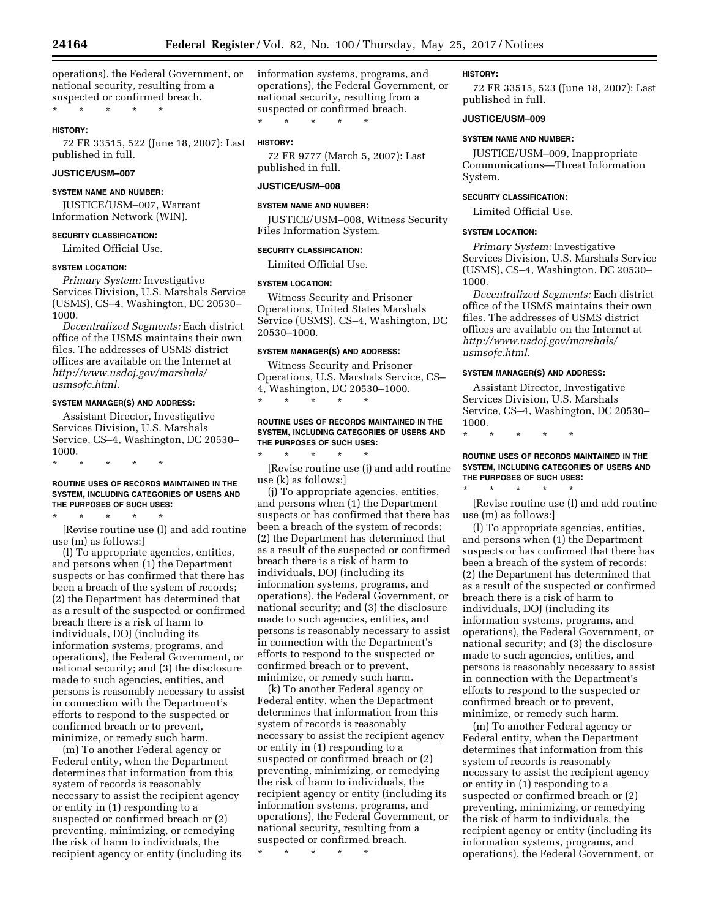operations), the Federal Government, or national security, resulting from a suspected or confirmed breach.

\* \* \* \* \*

**HISTORY:**

72 FR 33515, 522 (June 18, 2007): Last published in full.

### JUSTICE/USM–007

**SYSTEM NAME AND NUMBER:**

JUSTICE/USM–007, Warrant Information Network (WIN).

**SECURITY CLASSIFICATION:**

Limited Official Use.

**SYSTEM LOCATION:**

*Primary System:* Investigative Services Division, U.S. Marshals Service (USMS), CS–4, Washington, DC 20530–1000.

*Decentralized Segments:* Each district office of the USMS maintains their own files. The addresses of USMS district offices are available on the Internet at *http://www.usdoj.gov/marshals/usmsofc.html.*

**SYSTEM MANAGER(S) AND ADDRESS:**

Assistant Director, Investigative Services Division, U.S. Marshals Service, CS–4, Washington, DC 20530–1000.

\* \* \* \* \*

**ROUTINE USES OF RECORDS MAINTAINED IN THE SYSTEM, INCLUDING CATEGORIES OF USERS AND THE PURPOSES OF SUCH USES:**

\* \* \* \* \*

[Revise routine use (l) and add routine use (m) as follows:]

(l) To appropriate agencies, entities, and persons when (1) the Department suspects or has confirmed that there has been a breach of the system of records; (2) the Department has determined that as a result of the suspected or confirmed breach there is a risk of harm to individuals, DOJ (including its information systems, programs, and operations), the Federal Government, or national security; and (3) the disclosure made to such agencies, entities, and persons is reasonably necessary to assist in connection with the Department's efforts to respond to the suspected or confirmed breach or to prevent, minimize, or remedy such harm.

(m) To another Federal agency or Federal entity, when the Department determines that information from this system of records is reasonably necessary to assist the recipient agency or entity in (1) responding to a suspected or confirmed breach or (2) preventing, minimizing, or remedying the risk of harm to individuals, the recipient agency or entity (including its information systems, programs, and operations), the Federal Government, or national security, resulting from a suspected or confirmed breach.

\* \* \* \* \*

**HISTORY:**

72 FR 9777 (March 5, 2007): Last published in full.

### JUSTICE/USM–008

**SYSTEM NAME AND NUMBER:**

JUSTICE/USM–008, Witness Security Files Information System.

**SECURITY CLASSIFICATION:**

Limited Official Use.

**SYSTEM LOCATION:**

Witness Security and Prisoner Operations, United States Marshals Service (USMS), CS–4, Washington, DC 20530–1000.

**SYSTEM MANAGER(S) AND ADDRESS:**

Witness Security and Prisoner Operations, U.S. Marshals Service, CS–4, Washington, DC 20530–1000.

\* \* \* \* \*

**ROUTINE USES OF RECORDS MAINTAINED IN THE SYSTEM, INCLUDING CATEGORIES OF USERS AND THE PURPOSES OF SUCH USES:**

\* \* \* \* \*

[Revise routine use (j) and add routine use (k) as follows:]

(j) To appropriate agencies, entities, and persons when (1) the Department suspects or has confirmed that there has been a breach of the system of records; (2) the Department has determined that as a result of the suspected or confirmed breach there is a risk of harm to individuals, DOJ (including its information systems, programs, and operations), the Federal Government, or national security; and (3) the disclosure made to such agencies, entities, and persons is reasonably necessary to assist in connection with the Department's efforts to respond to the suspected or confirmed breach or to prevent, minimize, or remedy such harm.

(k) To another Federal agency or Federal entity, when the Department determines that information from this system of records is reasonably necessary to assist the recipient agency or entity in (1) responding to a suspected or confirmed breach or (2) preventing, minimizing, or remedying the risk of harm to individuals, the recipient agency or entity (including its information systems, programs, and operations), the Federal Government, or national security, resulting from a suspected or confirmed breach.

\* \* \* \* \*

**HISTORY:**

72 FR 33515, 523 (June 18, 2007): Last published in full.

### JUSTICE/USM–009

**SYSTEM NAME AND NUMBER:**

JUSTICE/USM–009, Inappropriate Communications—Threat Information System.

**SECURITY CLASSIFICATION:**

Limited Official Use.

**SYSTEM LOCATION:**

*Primary System:* Investigative Services Division, U.S. Marshals Service (USMS), CS–4, Washington, DC 20530–1000.

*Decentralized Segments:* Each district office of the USMS maintains their own files. The addresses of USMS district offices are available on the Internet at *http://www.usdoj.gov/marshals/usmsofc.html.*

**SYSTEM MANAGER(S) AND ADDRESS:**

Assistant Director, Investigative Services Division, U.S. Marshals Service, CS–4, Washington, DC 20530–1000.

\* \* \* \* \*

**ROUTINE USES OF RECORDS MAINTAINED IN THE SYSTEM, INCLUDING CATEGORIES OF USERS AND THE PURPOSES OF SUCH USES:**

\* \* \* \* \*

[Revise routine use (l) and add routine use (m) as follows:]

(l) To appropriate agencies, entities, and persons when (1) the Department suspects or has confirmed that there has been a breach of the system of records; (2) the Department has determined that as a result of the suspected or confirmed breach there is a risk of harm to individuals, DOJ (including its information systems, programs, and operations), the Federal Government, or national security; and (3) the disclosure made to such agencies, entities, and persons is reasonably necessary to assist in connection with the Department's efforts to respond to the suspected or confirmed breach or to prevent, minimize, or remedy such harm.

(m) To another Federal agency or Federal entity, when the Department determines that information from this system of records is reasonably necessary to assist the recipient agency or entity in (1) responding to a suspected or confirmed breach or (2) preventing, minimizing, or remedying the risk of harm to individuals, the recipient agency or entity (including its information systems, programs, and operations), the Federal Government, or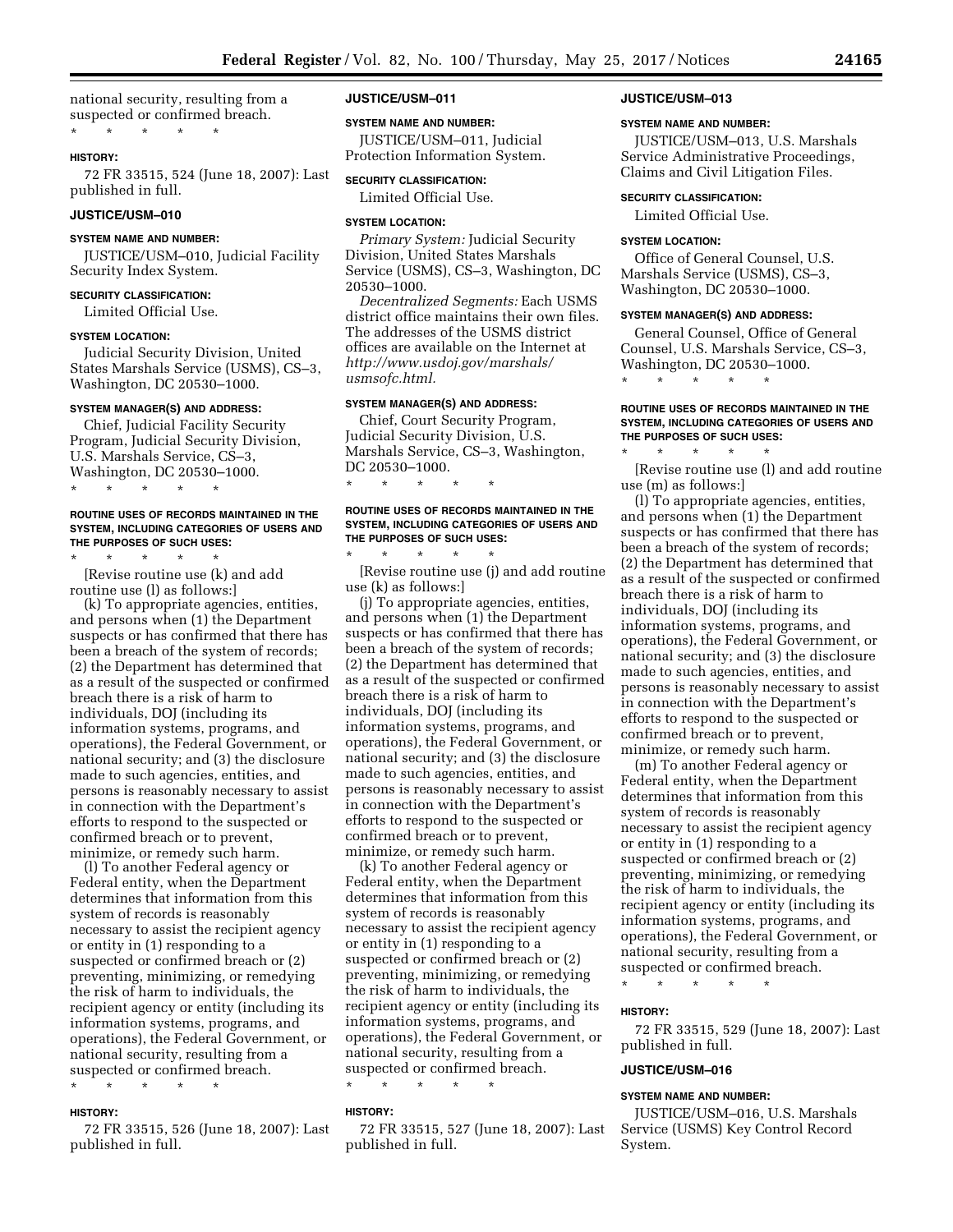national security, resulting from a suspected or confirmed breach.

\* \* \* \* \*

**HISTORY:**

72 FR 33515, 524 (June 18, 2007): Last published in full.

### JUSTICE/USM–010

**SYSTEM NAME AND NUMBER:**

JUSTICE/USM–010, Judicial Facility Security Index System.

**SECURITY CLASSIFICATION:**

Limited Official Use.

**SYSTEM LOCATION:**

Judicial Security Division, United States Marshals Service (USMS), CS–3, Washington, DC 20530–1000.

**SYSTEM MANAGER(S) AND ADDRESS:**

Chief, Judicial Facility Security Program, Judicial Security Division, U.S. Marshals Service, CS–3, Washington, DC 20530–1000.

\* \* \* \* \*

**ROUTINE USES OF RECORDS MAINTAINED IN THE SYSTEM, INCLUDING CATEGORIES OF USERS AND THE PURPOSES OF SUCH USES:**

\* \* \* \* \*

[Revise routine use (k) and add routine use (l) as follows:]

(k) To appropriate agencies, entities, and persons when (1) the Department suspects or has confirmed that there has been a breach of the system of records; (2) the Department has determined that as a result of the suspected or confirmed breach there is a risk of harm to individuals, DOJ (including its information systems, programs, and operations), the Federal Government, or national security; and (3) the disclosure made to such agencies, entities, and persons is reasonably necessary to assist in connection with the Department's efforts to respond to the suspected or confirmed breach or to prevent, minimize, or remedy such harm.

(l) To another Federal agency or Federal entity, when the Department determines that information from this system of records is reasonably necessary to assist the recipient agency or entity in (1) responding to a suspected or confirmed breach or (2) preventing, minimizing, or remedying the risk of harm to individuals, the recipient agency or entity (including its information systems, programs, and operations), the Federal Government, or national security, resulting from a suspected or confirmed breach.

\* \* \* \* \*

**HISTORY:**

72 FR 33515, 526 (June 18, 2007): Last published in full.

### JUSTICE/USM–011

**SYSTEM NAME AND NUMBER:**

JUSTICE/USM–011, Judicial Protection Information System.

**SECURITY CLASSIFICATION:**

Limited Official Use.

**SYSTEM LOCATION:**

*Primary System:* Judicial Security Division, United States Marshals Service (USMS), CS–3, Washington, DC 20530–1000.

*Decentralized Segments:* Each USMS district office maintains their own files. The addresses of the USMS district offices are available on the Internet at *http://www.usdoj.gov/marshals/usmsofc.html.*

**SYSTEM MANAGER(S) AND ADDRESS:**

Chief, Court Security Program, Judicial Security Division, U.S. Marshals Service, CS–3, Washington, DC 20530–1000.

\* \* \* \* \*

**ROUTINE USES OF RECORDS MAINTAINED IN THE SYSTEM, INCLUDING CATEGORIES OF USERS AND THE PURPOSES OF SUCH USES:**

\* \* \* \* \*

[Revise routine use (j) and add routine use (k) as follows:]

(j) To appropriate agencies, entities, and persons when (1) the Department suspects or has confirmed that there has been a breach of the system of records; (2) the Department has determined that as a result of the suspected or confirmed breach there is a risk of harm to individuals, DOJ (including its information systems, programs, and operations), the Federal Government, or national security; and (3) the disclosure made to such agencies, entities, and persons is reasonably necessary to assist in connection with the Department's efforts to respond to the suspected or confirmed breach or to prevent, minimize, or remedy such harm.

(k) To another Federal agency or Federal entity, when the Department determines that information from this system of records is reasonably necessary to assist the recipient agency or entity in (1) responding to a suspected or confirmed breach or (2) preventing, minimizing, or remedying the risk of harm to individuals, the recipient agency or entity (including its information systems, programs, and operations), the Federal Government, or national security, resulting from a suspected or confirmed breach.

\* \* \* \* \*

**HISTORY:**

72 FR 33515, 527 (June 18, 2007): Last published in full.

### JUSTICE/USM–013

**SYSTEM NAME AND NUMBER:**

JUSTICE/USM–013, U.S. Marshals Service Administrative Proceedings, Claims and Civil Litigation Files.

**SECURITY CLASSIFICATION:**

Limited Official Use.

**SYSTEM LOCATION:**

Office of General Counsel, U.S. Marshals Service (USMS), CS–3, Washington, DC 20530–1000.

**SYSTEM MANAGER(S) AND ADDRESS:**

General Counsel, Office of General Counsel, U.S. Marshals Service, CS–3, Washington, DC 20530–1000.

\* \* \* \* \*

**ROUTINE USES OF RECORDS MAINTAINED IN THE SYSTEM, INCLUDING CATEGORIES OF USERS AND THE PURPOSES OF SUCH USES:**

\* \* \* \* \*

[Revise routine use (l) and add routine use (m) as follows:]

(l) To appropriate agencies, entities, and persons when (1) the Department suspects or has confirmed that there has been a breach of the system of records; (2) the Department has determined that as a result of the suspected or confirmed breach there is a risk of harm to individuals, DOJ (including its information systems, programs, and operations), the Federal Government, or national security; and (3) the disclosure made to such agencies, entities, and persons is reasonably necessary to assist in connection with the Department's efforts to respond to the suspected or confirmed breach or to prevent, minimize, or remedy such harm.

(m) To another Federal agency or Federal entity, when the Department determines that information from this system of records is reasonably necessary to assist the recipient agency or entity in (1) responding to a suspected or confirmed breach or (2) preventing, minimizing, or remedying the risk of harm to individuals, the recipient agency or entity (including its information systems, programs, and operations), the Federal Government, or national security, resulting from a suspected or confirmed breach.

\* \* \* \* \*

**HISTORY:**

72 FR 33515, 529 (June 18, 2007): Last published in full.

### JUSTICE/USM–016

**SYSTEM NAME AND NUMBER:**

JUSTICE/USM–016, U.S. Marshals Service (USMS) Key Control Record System.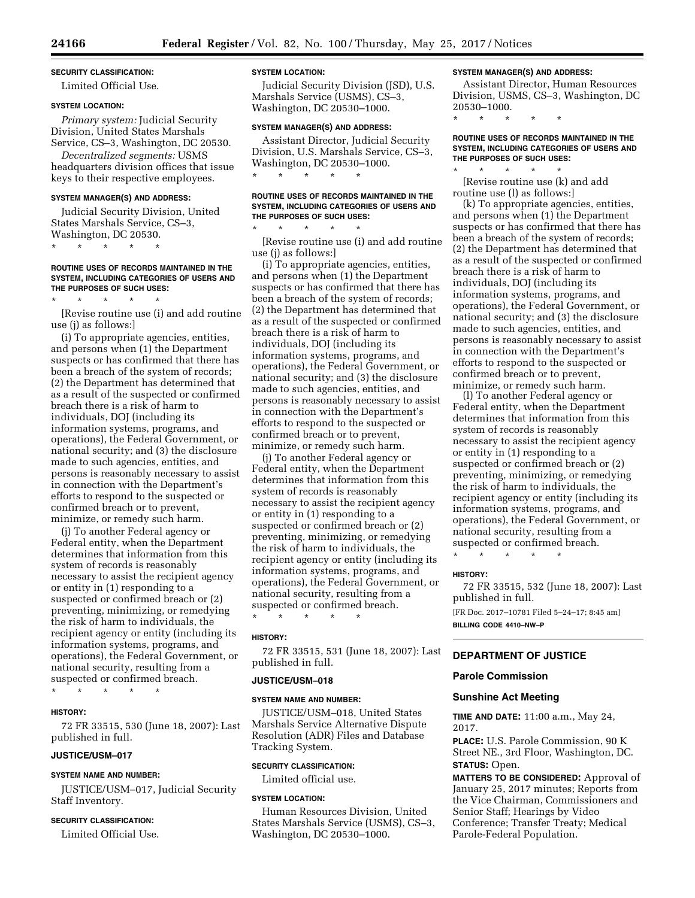**SECURITY CLASSIFICATION:**

Limited Official Use.

**SYSTEM LOCATION:**

*Primary system:* Judicial Security Division, United States Marshals Service, CS–3, Washington, DC 20530.

*Decentralized segments:* USMS headquarters division offices that issue keys to their respective employees.

**SYSTEM MANAGER(S) AND ADDRESS:**

Judicial Security Division, United States Marshals Service, CS–3, Washington, DC 20530.

\* \* \* \* \*

**ROUTINE USES OF RECORDS MAINTAINED IN THE SYSTEM, INCLUDING CATEGORIES OF USERS AND THE PURPOSES OF SUCH USES:**

\* \* \* \* \*

[Revise routine use (i) and add routine use (j) as follows:]

(i) To appropriate agencies, entities, and persons when (1) the Department suspects or has confirmed that there has been a breach of the system of records; (2) the Department has determined that as a result of the suspected or confirmed breach there is a risk of harm to individuals, DOJ (including its information systems, programs, and operations), the Federal Government, or national security; and (3) the disclosure made to such agencies, entities, and persons is reasonably necessary to assist in connection with the Department's efforts to respond to the suspected or confirmed breach or to prevent, minimize, or remedy such harm.

(j) To another Federal agency or Federal entity, when the Department determines that information from this system of records is reasonably necessary to assist the recipient agency or entity in (1) responding to a suspected or confirmed breach or (2) preventing, minimizing, or remedying the risk of harm to individuals, the recipient agency or entity (including its information systems, programs, and operations), the Federal Government, or national security, resulting from a suspected or confirmed breach.

\* \* \* \* \*

**HISTORY:**

72 FR 33515, 530 (June 18, 2007): Last published in full.

**JUSTICE/USM–017**

**SYSTEM NAME AND NUMBER:**

JUSTICE/USM–017, Judicial Security Staff Inventory.

**SECURITY CLASSIFICATION:**

Limited Official Use.

**SYSTEM LOCATION:**

Judicial Security Division (JSD), U.S. Marshals Service (USMS), CS–3, Washington, DC 20530–1000.

**SYSTEM MANAGER(S) AND ADDRESS:**

Assistant Director, Judicial Security Division, U.S. Marshals Service, CS–3, Washington, DC 20530–1000.

\* \* \* \* \*

**ROUTINE USES OF RECORDS MAINTAINED IN THE SYSTEM, INCLUDING CATEGORIES OF USERS AND THE PURPOSES OF SUCH USES:**

\* \* \* \* \*

[Revise routine use (i) and add routine use (j) as follows:]

(i) To appropriate agencies, entities, and persons when (1) the Department suspects or has confirmed that there has been a breach of the system of records; (2) the Department has determined that as a result of the suspected or confirmed breach there is a risk of harm to individuals, DOJ (including its information systems, programs, and operations), the Federal Government, or national security; and (3) the disclosure made to such agencies, entities, and persons is reasonably necessary to assist in connection with the Department's efforts to respond to the suspected or confirmed breach or to prevent, minimize, or remedy such harm.

(j) To another Federal agency or Federal entity, when the Department determines that information from this system of records is reasonably necessary to assist the recipient agency or entity in (1) responding to a suspected or confirmed breach or (2) preventing, minimizing, or remedying the risk of harm to individuals, the recipient agency or entity (including its information systems, programs, and operations), the Federal Government, or national security, resulting from a suspected or confirmed breach.

\* \* \* \* \*

**HISTORY:**

72 FR 33515, 531 (June 18, 2007): Last published in full.

**JUSTICE/USM–018**

**SYSTEM NAME AND NUMBER:**

JUSTICE/USM–018, United States Marshals Service Alternative Dispute Resolution (ADR) Files and Database Tracking System.

**SECURITY CLASSIFICATION:**

Limited official use.

**SYSTEM LOCATION:**

Human Resources Division, United States Marshals Service (USMS), CS–3, Washington, DC 20530–1000.

**SYSTEM MANAGER(S) AND ADDRESS:**

Assistant Director, Human Resources Division, USMS, CS–3, Washington, DC 20530–1000.

\* \* \* \* \*

**ROUTINE USES OF RECORDS MAINTAINED IN THE SYSTEM, INCLUDING CATEGORIES OF USERS AND THE PURPOSES OF SUCH USES:**

\* \* \* \* \*

[Revise routine use (k) and add routine use (l) as follows:]

(k) To appropriate agencies, entities, and persons when (1) the Department suspects or has confirmed that there has been a breach of the system of records; (2) the Department has determined that as a result of the suspected or confirmed breach there is a risk of harm to individuals, DOJ (including its information systems, programs, and operations), the Federal Government, or national security; and (3) the disclosure made to such agencies, entities, and persons is reasonably necessary to assist in connection with the Department's efforts to respond to the suspected or confirmed breach or to prevent, minimize, or remedy such harm.

(l) To another Federal agency or Federal entity, when the Department determines that information from this system of records is reasonably necessary to assist the recipient agency or entity in (1) responding to a suspected or confirmed breach or (2) preventing, minimizing, or remedying the risk of harm to individuals, the recipient agency or entity (including its information systems, programs, and operations), the Federal Government, or national security, resulting from a suspected or confirmed breach.

\* \* \* \* \*

**HISTORY:**

72 FR 33515, 532 (June 18, 2007): Last published in full.

[FR Doc. 2017–10781 Filed 5–24–17; 8:45 am]

**BILLING CODE 4410–NW–P**

## DEPARTMENT OF JUSTICE

### Parole Commission

### Sunshine Act Meeting

**TIME AND DATE:** 11:00 a.m., May 24, 2017.

**PLACE:** U.S. Parole Commission, 90 K Street NE., 3rd Floor, Washington, DC.

**STATUS:** Open.

**MATTERS TO BE CONSIDERED:** Approval of January 25, 2017 minutes; Reports from the Vice Chairman, Commissioners and Senior Staff; Hearings by Video Conference; Transfer Treaty; Medical Parole-Federal Population.